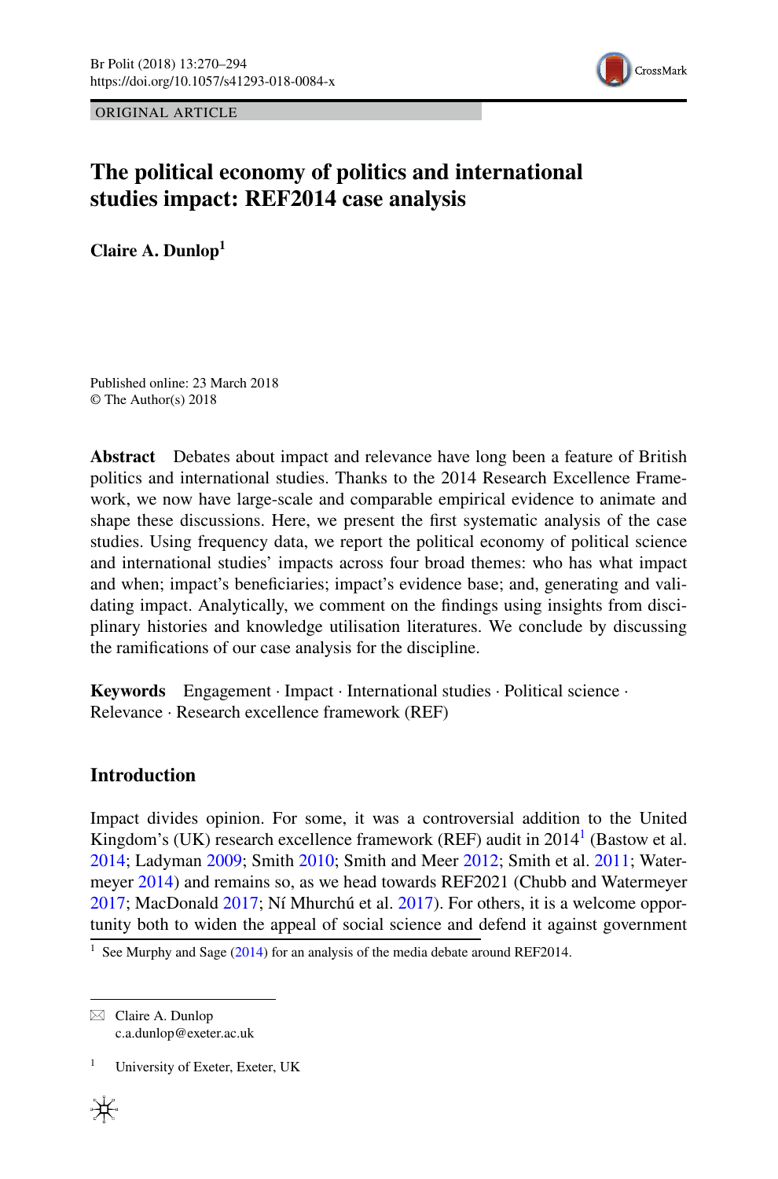ORIGINAL ARTICLE

# The political economy of politics and international studies impact: REF2014 case analysis

**Claire A. Dunlop**[1]

Published online: 23 March 2018
© The Author(s) 2018

**Abstract** Debates about impact and relevance have long been a feature of British politics and international studies. Thanks to the 2014 Research Excellence Framework, we now have large-scale and comparable empirical evidence to animate and shape these discussions. Here, we present the first systematic analysis of the case studies. Using frequency data, we report the political economy of political science and international studies' impacts across four broad themes: who has what impact and when; impact's beneficiaries; impact's evidence base; and, generating and validating impact. Analytically, we comment on the findings using insights from disciplinary histories and knowledge utilisation literatures. We conclude by discussing the ramifications of our case analysis for the discipline.

**Keywords** Engagement · Impact · International studies · Political science · Relevance · Research excellence framework (REF)

## Introduction

Impact divides opinion. For some, it was a controversial addition to the United Kingdom's (UK) research excellence framework (REF) audit in 2014[1] (Bastow et al. 2014; Ladyman 2009; Smith 2010; Smith and Meer 2012; Smith et al. 2011; Watermeyer 2014) and remains so, as we head towards REF2021 (Chubb and Watermeyer 2017; MacDonald 2017; Ní Mhurchú et al. 2017). For others, it is a welcome opportunity both to widen the appeal of social science and defend it against government

[1] See Murphy and Sage (2014) for an analysis of the media debate around REF2014.

✉ Claire A. Dunlop
c.a.dunlop@exeter.ac.uk

[1] University of Exeter, Exeter, UK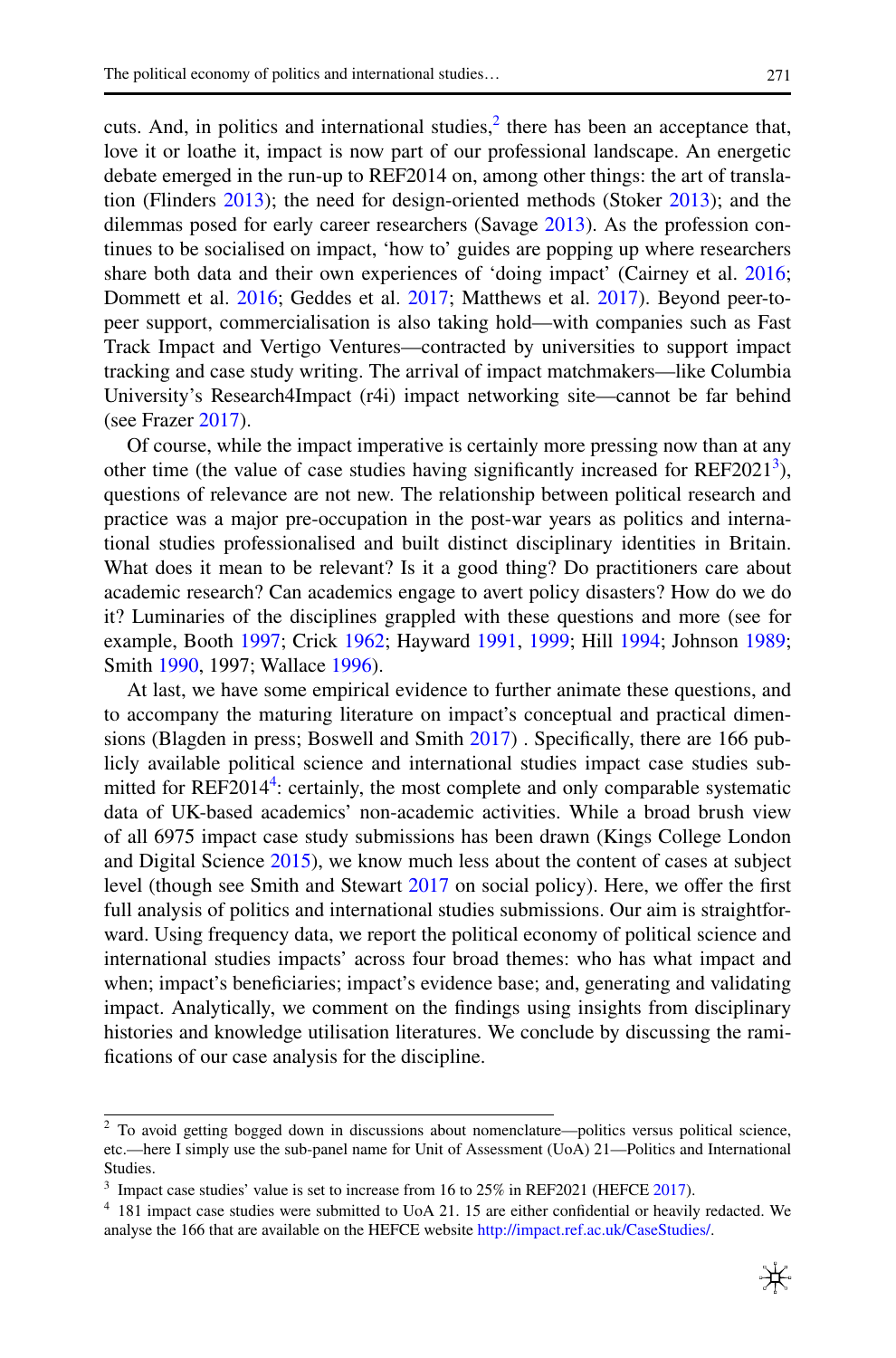cuts. And, in politics and international studies,[2] there has been an acceptance that, love it or loathe it, impact is now part of our professional landscape. An energetic debate emerged in the run-up to REF2014 on, among other things: the art of translation (Flinders 2013); the need for design-oriented methods (Stoker 2013); and the dilemmas posed for early career researchers (Savage 2013). As the profession continues to be socialised on impact, 'how to' guides are popping up where researchers share both data and their own experiences of 'doing impact' (Cairney et al. 2016; Dommett et al. 2016; Geddes et al. 2017; Matthews et al. 2017). Beyond peer-to-peer support, commercialisation is also taking hold—with companies such as Fast Track Impact and Vertigo Ventures—contracted by universities to support impact tracking and case study writing. The arrival of impact matchmakers—like Columbia University's Research4Impact (r4i) impact networking site—cannot be far behind (see Frazer 2017).

Of course, while the impact imperative is certainly more pressing now than at any other time (the value of case studies having significantly increased for REF2021[3]), questions of relevance are not new. The relationship between political research and practice was a major pre-occupation in the post-war years as politics and international studies professionalised and built distinct disciplinary identities in Britain. What does it mean to be relevant? Is it a good thing? Do practitioners care about academic research? Can academics engage to avert policy disasters? How do we do it? Luminaries of the disciplines grappled with these questions and more (see for example, Booth 1997; Crick 1962; Hayward 1991, 1999; Hill 1994; Johnson 1989; Smith 1990, 1997; Wallace 1996).

At last, we have some empirical evidence to further animate these questions, and to accompany the maturing literature on impact's conceptual and practical dimensions (Blagden in press; Boswell and Smith 2017) . Specifically, there are 166 publicly available political science and international studies impact case studies submitted for REF2014[4]: certainly, the most complete and only comparable systematic data of UK-based academics' non-academic activities. While a broad brush view of all 6975 impact case study submissions has been drawn (Kings College London and Digital Science 2015), we know much less about the content of cases at subject level (though see Smith and Stewart 2017 on social policy). Here, we offer the first full analysis of politics and international studies submissions. Our aim is straightforward. Using frequency data, we report the political economy of political science and international studies impacts' across four broad themes: who has what impact and when; impact's beneficiaries; impact's evidence base; and, generating and validating impact. Analytically, we comment on the findings using insights from disciplinary histories and knowledge utilisation literatures. We conclude by discussing the ramifications of our case analysis for the discipline.

---

[2] To avoid getting bogged down in discussions about nomenclature—politics versus political science, etc.—here I simply use the sub-panel name for Unit of Assessment (UoA) 21—Politics and International Studies.

[3] Impact case studies' value is set to increase from 16 to 25% in REF2021 (HEFCE 2017).

[4] 181 impact case studies were submitted to UoA 21. 15 are either confidential or heavily redacted. We analyse the 166 that are available on the HEFCE website http://impact.ref.ac.uk/CaseStudies/.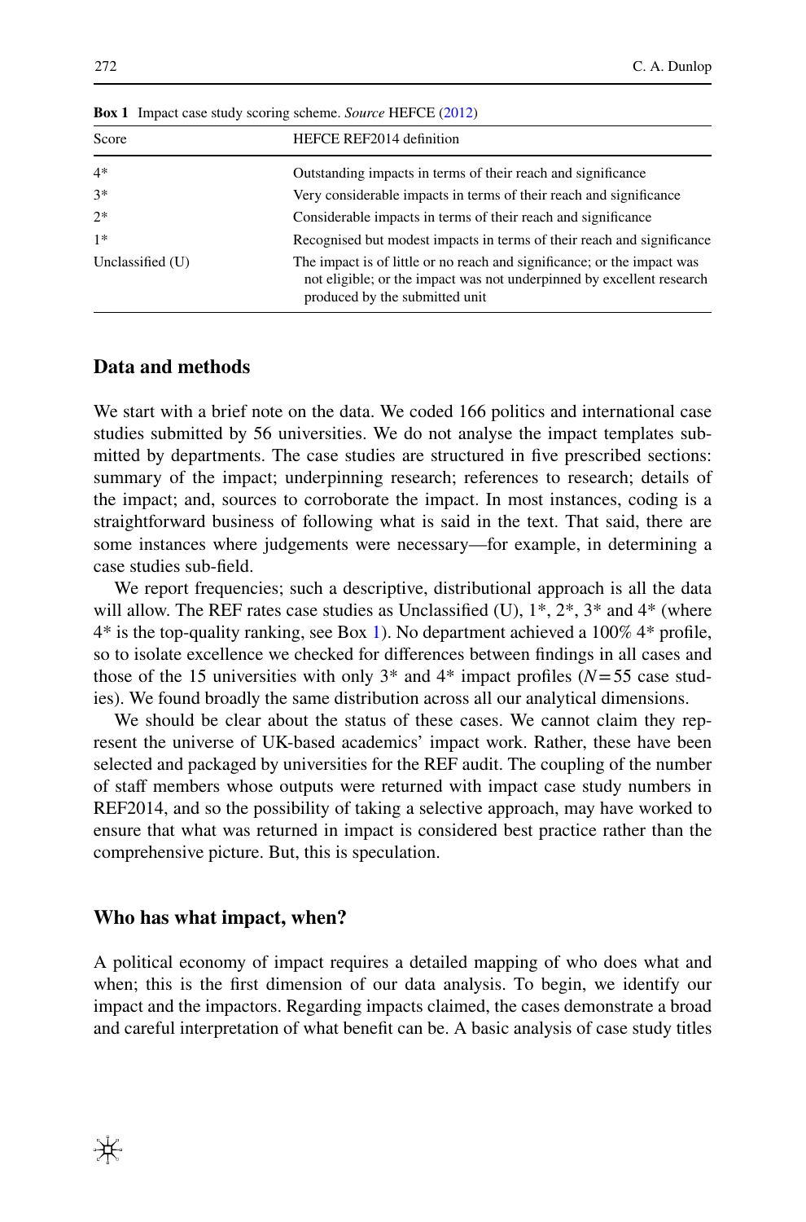**Box 1** Impact case study scoring scheme. *Source* HEFCE (2012)

| Score | HEFCE REF2014 definition |
|---|---|
| 4* | Outstanding impacts in terms of their reach and significance |
| 3* | Very considerable impacts in terms of their reach and significance |
| 2* | Considerable impacts in terms of their reach and significance |
| 1* | Recognised but modest impacts in terms of their reach and significance |
| Unclassified (U) | The impact is of little or no reach and significance; or the impact was not eligible; or the impact was not underpinned by excellent research produced by the submitted unit |

## Data and methods

We start with a brief note on the data. We coded 166 politics and international case studies submitted by 56 universities. We do not analyse the impact templates submitted by departments. The case studies are structured in five prescribed sections: summary of the impact; underpinning research; references to research; details of the impact; and, sources to corroborate the impact. In most instances, coding is a straightforward business of following what is said in the text. That said, there are some instances where judgements were necessary—for example, in determining a case studies sub-field.

We report frequencies; such a descriptive, distributional approach is all the data will allow. The REF rates case studies as Unclassified (U), 1*, 2*, 3* and 4* (where 4* is the top-quality ranking, see Box 1). No department achieved a 100% 4* profile, so to isolate excellence we checked for differences between findings in all cases and those of the 15 universities with only 3* and 4* impact profiles ($N=55$ case studies). We found broadly the same distribution across all our analytical dimensions.

We should be clear about the status of these cases. We cannot claim they represent the universe of UK-based academics' impact work. Rather, these have been selected and packaged by universities for the REF audit. The coupling of the number of staff members whose outputs were returned with impact case study numbers in REF2014, and so the possibility of taking a selective approach, may have worked to ensure that what was returned in impact is considered best practice rather than the comprehensive picture. But, this is speculation.

## Who has what impact, when?

A political economy of impact requires a detailed mapping of who does what and when; this is the first dimension of our data analysis. To begin, we identify our impact and the impactors. Regarding impacts claimed, the cases demonstrate a broad and careful interpretation of what benefit can be. A basic analysis of case study titles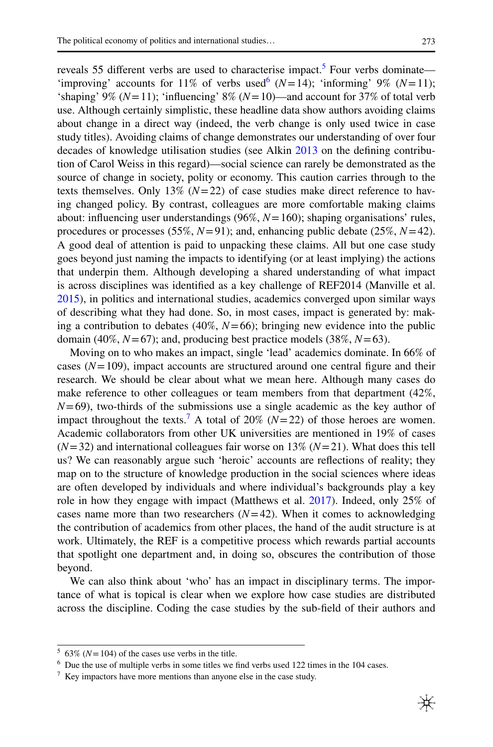reveals 55 different verbs are used to characterise impact.[5] Four verbs dominate—'improving' accounts for 11% of verbs used[6] ($N=14$); 'informing' 9% ($N=11$); 'shaping' 9% ($N=11$); 'influencing' 8% ($N=10$)—and account for 37% of total verb use. Although certainly simplistic, these headline data show authors avoiding claims about change in a direct way (indeed, the verb change is only used twice in case study titles). Avoiding claims of change demonstrates our understanding of over four decades of knowledge utilisation studies (see Alkin 2013 on the defining contribution of Carol Weiss in this regard)—social science can rarely be demonstrated as the source of change in society, polity or economy. This caution carries through to the texts themselves. Only 13% ($N=22$) of case studies make direct reference to having changed policy. By contrast, colleagues are more comfortable making claims about: influencing user understandings (96%, $N=160$); shaping organisations' rules, procedures or processes (55%, $N=91$); and, enhancing public debate (25%, $N=42$). A good deal of attention is paid to unpacking these claims. All but one case study goes beyond just naming the impacts to identifying (or at least implying) the actions that underpin them. Although developing a shared understanding of what impact is across disciplines was identified as a key challenge of REF2014 (Manville et al. 2015), in politics and international studies, academics converged upon similar ways of describing what they had done. So, in most cases, impact is generated by: making a contribution to debates (40%, $N=66$); bringing new evidence into the public domain (40%, $N=67$); and, producing best practice models (38%, $N=63$).

Moving on to who makes an impact, single 'lead' academics dominate. In 66% of cases ($N=109$), impact accounts are structured around one central figure and their research. We should be clear about what we mean here. Although many cases do make reference to other colleagues or team members from that department (42%, $N=69$), two-thirds of the submissions use a single academic as the key author of impact throughout the texts.[7] A total of 20% ($N=22$) of those heroes are women. Academic collaborators from other UK universities are mentioned in 19% of cases ($N=32$) and international colleagues fair worse on 13% ($N=21$). What does this tell us? We can reasonably argue such 'heroic' accounts are reflections of reality; they map on to the structure of knowledge production in the social sciences where ideas are often developed by individuals and where individual's backgrounds play a key role in how they engage with impact (Matthews et al. 2017). Indeed, only 25% of cases name more than two researchers ($N=42$). When it comes to acknowledging the contribution of academics from other places, the hand of the audit structure is at work. Ultimately, the REF is a competitive process which rewards partial accounts that spotlight one department and, in doing so, obscures the contribution of those beyond.

We can also think about 'who' has an impact in disciplinary terms. The importance of what is topical is clear when we explore how case studies are distributed across the discipline. Coding the case studies by the sub-field of their authors and

---

[5] 63% ($N=104$) of the cases use verbs in the title.

[6] Due the use of multiple verbs in some titles we find verbs used 122 times in the 104 cases.

[7] Key impactors have more mentions than anyone else in the case study.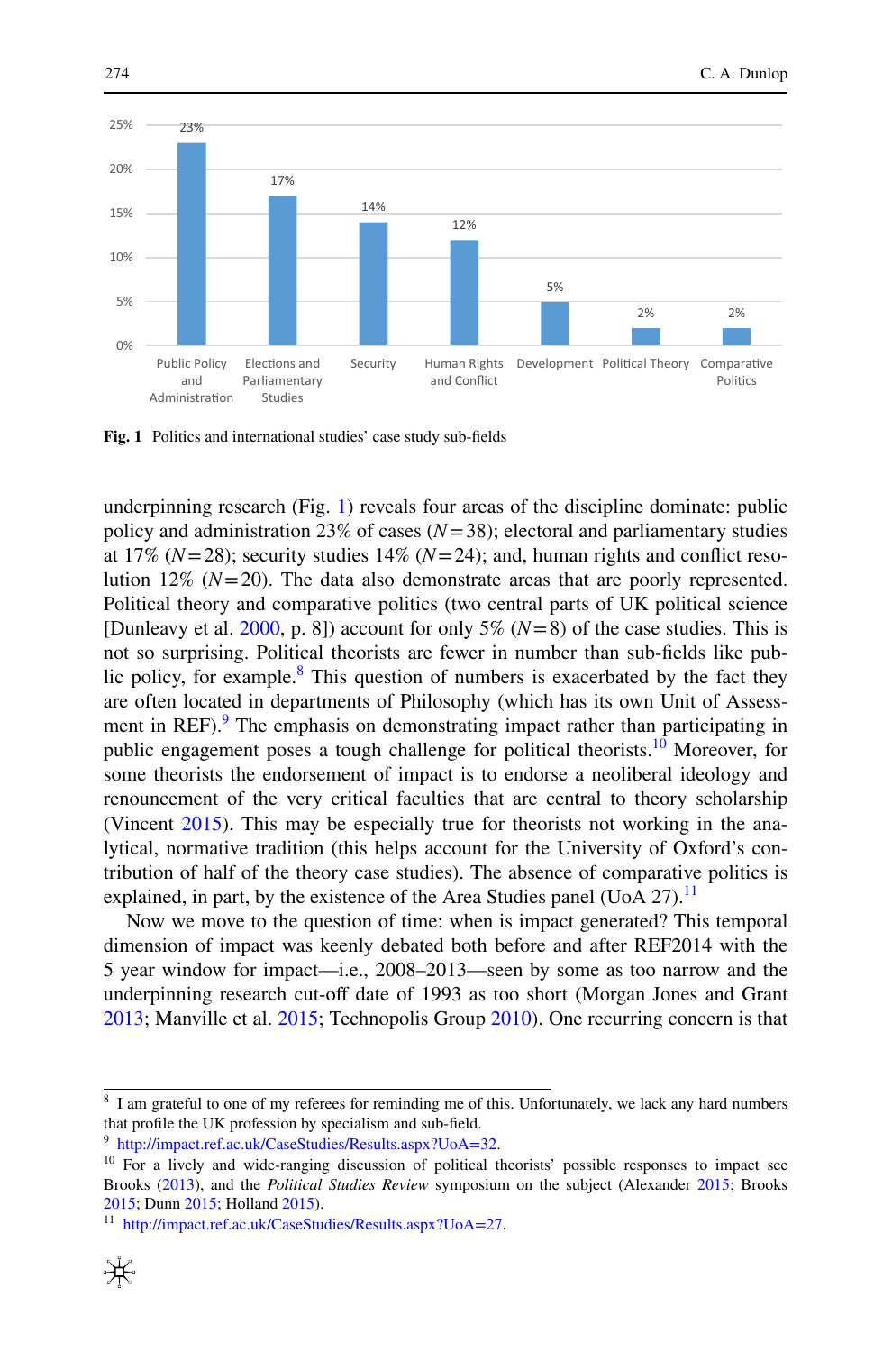**Fig. 1** Politics and international studies' case study sub-fields

underpinning research (Fig. 1) reveals four areas of the discipline dominate: public policy and administration 23% of cases ($N=38$); electoral and parliamentary studies at 17% ($N=28$); security studies 14% ($N=24$); and, human rights and conflict resolution 12% ($N=20$). The data also demonstrate areas that are poorly represented. Political theory and comparative politics (two central parts of UK political science [Dunleavy et al. 2000, p. 8]) account for only 5% ($N=8$) of the case studies. This is not so surprising. Political theorists are fewer in number than sub-fields like public policy, for example.[8] This question of numbers is exacerbated by the fact they are often located in departments of Philosophy (which has its own Unit of Assessment in REF).[9] The emphasis on demonstrating impact rather than participating in public engagement poses a tough challenge for political theorists.[10] Moreover, for some theorists the endorsement of impact is to endorse a neoliberal ideology and renouncement of the very critical faculties that are central to theory scholarship (Vincent 2015). This may be especially true for theorists not working in the analytical, normative tradition (this helps account for the University of Oxford's contribution of half of the theory case studies). The absence of comparative politics is explained, in part, by the existence of the Area Studies panel (UoA 27).[11]

Now we move to the question of time: when is impact generated? This temporal dimension of impact was keenly debated both before and after REF2014 with the 5 year window for impact—i.e., 2008–2013—seen by some as too narrow and the underpinning research cut-off date of 1993 as too short (Morgan Jones and Grant 2013; Manville et al. 2015; Technopolis Group 2010). One recurring concern is that

---

[8] I am grateful to one of my referees for reminding me of this. Unfortunately, we lack any hard numbers that profile the UK profession by specialism and sub-field.

[9] http://impact.ref.ac.uk/CaseStudies/Results.aspx?UoA=32.

[10] For a lively and wide-ranging discussion of political theorists' possible responses to impact see Brooks (2013), and the *Political Studies Review* symposium on the subject (Alexander 2015; Brooks 2015; Dunn 2015; Holland 2015).

[11] http://impact.ref.ac.uk/CaseStudies/Results.aspx?UoA=27.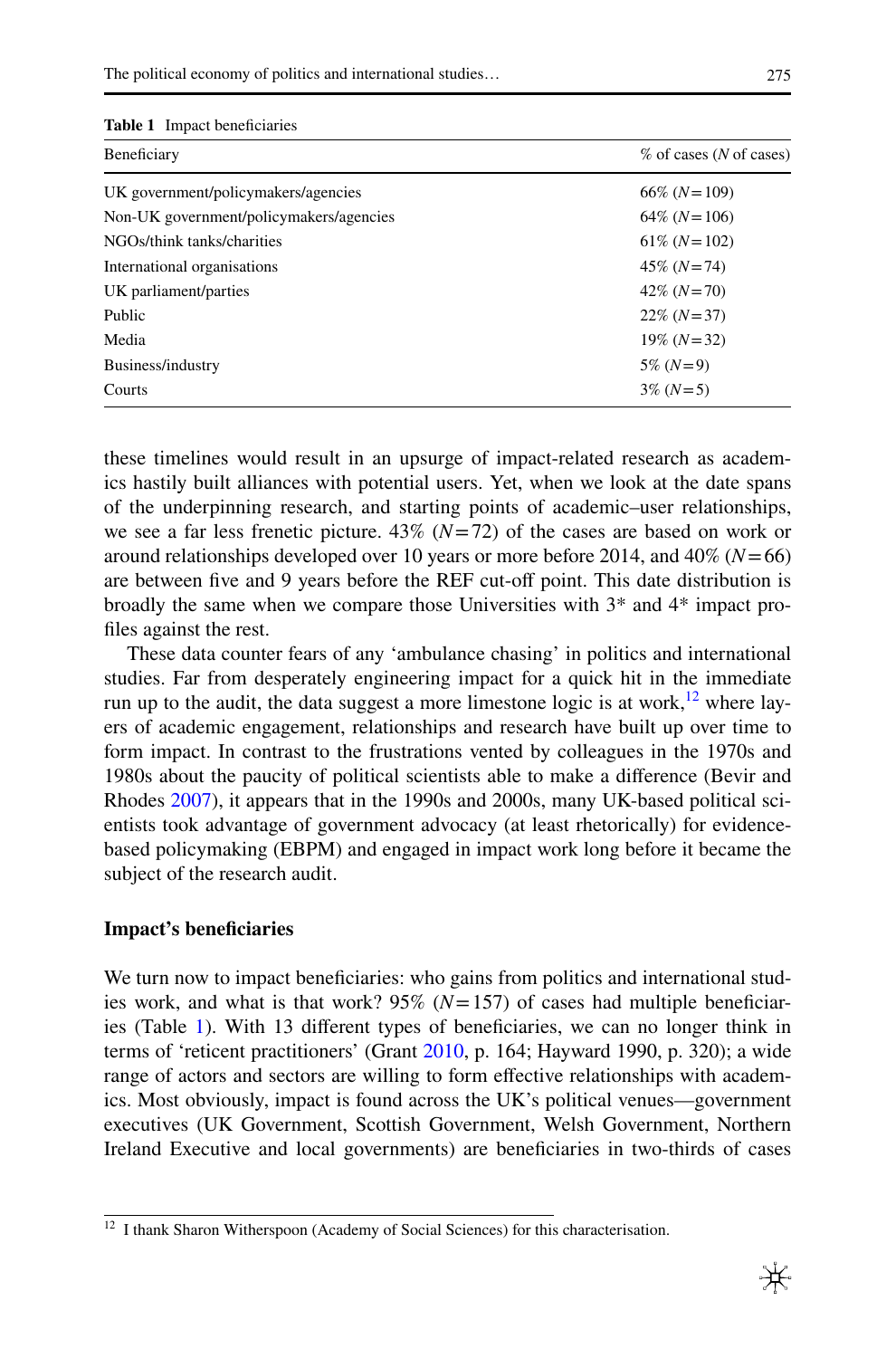**Table 1** Impact beneficiaries

| Beneficiary | % of cases (*N* of cases) |
|---|---|
| UK government/policymakers/agencies | 66% ($N=109$) |
| Non-UK government/policymakers/agencies | 64% ($N=106$) |
| NGOs/think tanks/charities | 61% ($N=102$) |
| International organisations | 45% ($N=74$) |
| UK parliament/parties | 42% ($N=70$) |
| Public | 22% ($N=37$) |
| Media | 19% ($N=32$) |
| Business/industry | 5% ($N=9$) |
| Courts | 3% ($N=5$) |

these timelines would result in an upsurge of impact-related research as academics hastily built alliances with potential users. Yet, when we look at the date spans of the underpinning research, and starting points of academic–user relationships, we see a far less frenetic picture. 43% ($N=72$) of the cases are based on work or around relationships developed over 10 years or more before 2014, and 40% ($N=66$) are between five and 9 years before the REF cut-off point. This date distribution is broadly the same when we compare those Universities with 3* and 4* impact profiles against the rest.

These data counter fears of any 'ambulance chasing' in politics and international studies. Far from desperately engineering impact for a quick hit in the immediate run up to the audit, the data suggest a more limestone logic is at work,[12] where layers of academic engagement, relationships and research have built up over time to form impact. In contrast to the frustrations vented by colleagues in the 1970s and 1980s about the paucity of political scientists able to make a difference (Bevir and Rhodes 2007), it appears that in the 1990s and 2000s, many UK-based political scientists took advantage of government advocacy (at least rhetorically) for evidence-based policymaking (EBPM) and engaged in impact work long before it became the subject of the research audit.

### Impact's beneficiaries

We turn now to impact beneficiaries: who gains from politics and international studies work, and what is that work? 95% ($N=157$) of cases had multiple beneficiaries (Table 1). With 13 different types of beneficiaries, we can no longer think in terms of 'reticent practitioners' (Grant 2010, p. 164; Hayward 1990, p. 320); a wide range of actors and sectors are willing to form effective relationships with academics. Most obviously, impact is found across the UK's political venues—government executives (UK Government, Scottish Government, Welsh Government, Northern Ireland Executive and local governments) are beneficiaries in two-thirds of cases

[12] I thank Sharon Witherspoon (Academy of Social Sciences) for this characterisation.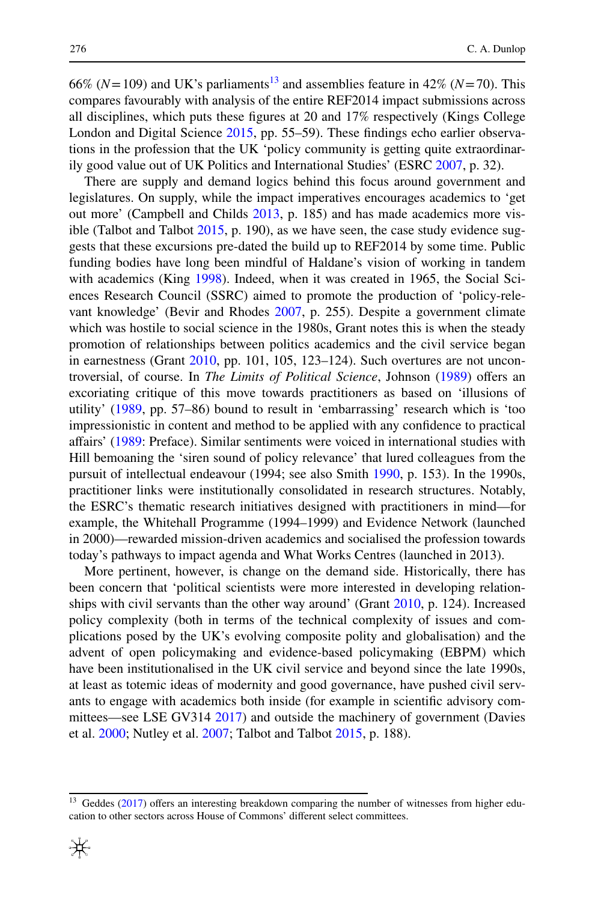66% ($N=109$) and UK's parliaments[13] and assemblies feature in 42% ($N=70$). This compares favourably with analysis of the entire REF2014 impact submissions across all disciplines, which puts these figures at 20 and 17% respectively (Kings College London and Digital Science 2015, pp. 55–59). These findings echo earlier observations in the profession that the UK 'policy community is getting quite extraordinarily good value out of UK Politics and International Studies' (ESRC 2007, p. 32).

There are supply and demand logics behind this focus around government and legislatures. On supply, while the impact imperatives encourages academics to 'get out more' (Campbell and Childs 2013, p. 185) and has made academics more visible (Talbot and Talbot 2015, p. 190), as we have seen, the case study evidence suggests that these excursions pre-dated the build up to REF2014 by some time. Public funding bodies have long been mindful of Haldane's vision of working in tandem with academics (King 1998). Indeed, when it was created in 1965, the Social Sciences Research Council (SSRC) aimed to promote the production of 'policy-relevant knowledge' (Bevir and Rhodes 2007, p. 255). Despite a government climate which was hostile to social science in the 1980s, Grant notes this is when the steady promotion of relationships between politics academics and the civil service began in earnestness (Grant 2010, pp. 101, 105, 123–124). Such overtures are not uncontroversial, of course. In *The Limits of Political Science*, Johnson (1989) offers an excoriating critique of this move towards practitioners as based on 'illusions of utility' (1989, pp. 57–86) bound to result in 'embarrassing' research which is 'too impressionistic in content and method to be applied with any confidence to practical affairs' (1989: Preface). Similar sentiments were voiced in international studies with Hill bemoaning the 'siren sound of policy relevance' that lured colleagues from the pursuit of intellectual endeavour (1994; see also Smith 1990, p. 153). In the 1990s, practitioner links were institutionally consolidated in research structures. Notably, the ESRC's thematic research initiatives designed with practitioners in mind—for example, the Whitehall Programme (1994–1999) and Evidence Network (launched in 2000)—rewarded mission-driven academics and socialised the profession towards today's pathways to impact agenda and What Works Centres (launched in 2013).

More pertinent, however, is change on the demand side. Historically, there has been concern that 'political scientists were more interested in developing relationships with civil servants than the other way around' (Grant 2010, p. 124). Increased policy complexity (both in terms of the technical complexity of issues and complications posed by the UK's evolving composite polity and globalisation) and the advent of open policymaking and evidence-based policymaking (EBPM) which have been institutionalised in the UK civil service and beyond since the late 1990s, at least as totemic ideas of modernity and good governance, have pushed civil servants to engage with academics both inside (for example in scientific advisory committees—see LSE GV314 2017) and outside the machinery of government (Davies et al. 2000; Nutley et al. 2007; Talbot and Talbot 2015, p. 188).

[13] Geddes (2017) offers an interesting breakdown comparing the number of witnesses from higher education to other sectors across House of Commons' different select committees.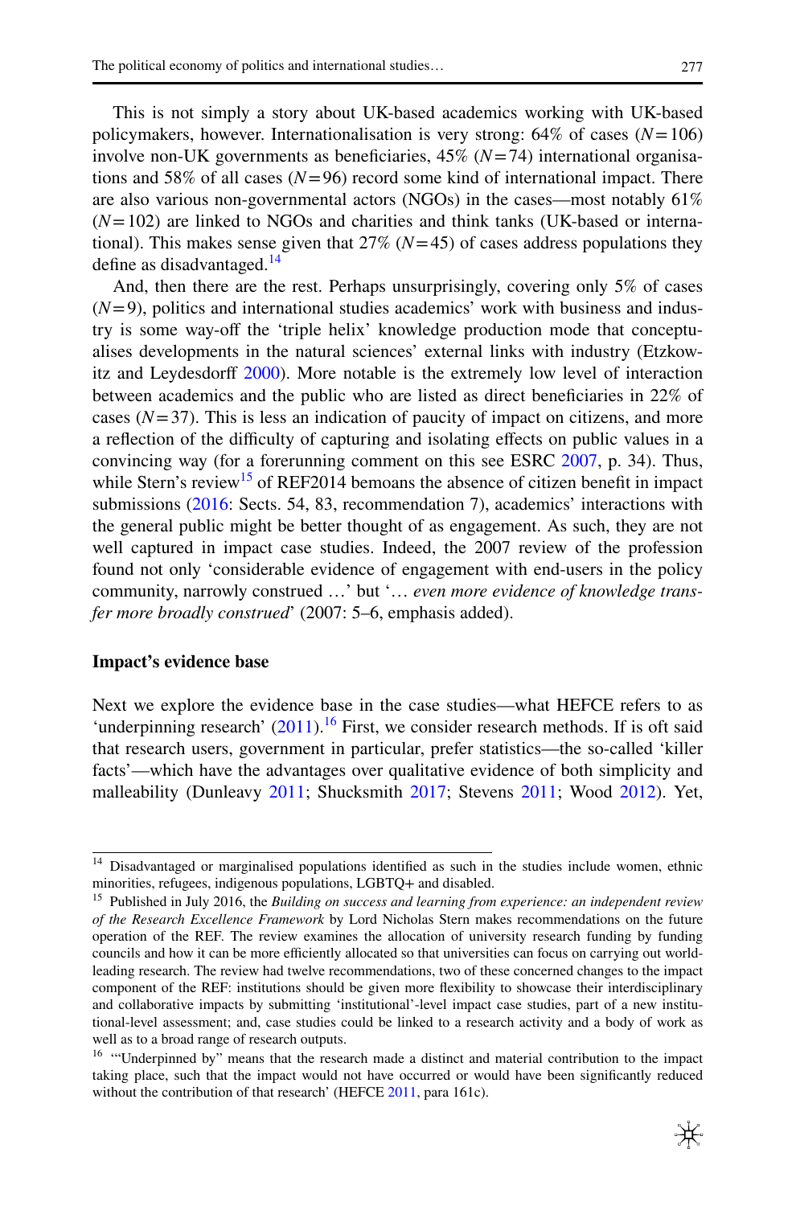This is not simply a story about UK-based academics working with UK-based policymakers, however. Internationalisation is very strong: 64% of cases ($N=106$) involve non-UK governments as beneficiaries, 45% ($N=74$) international organisations and 58% of all cases ($N=96$) record some kind of international impact. There are also various non-governmental actors (NGOs) in the cases—most notably 61% ($N=102$) are linked to NGOs and charities and think tanks (UK-based or international). This makes sense given that 27% ($N=45$) of cases address populations they define as disadvantaged.[14]

And, then there are the rest. Perhaps unsurprisingly, covering only 5% of cases ($N=9$), politics and international studies academics' work with business and industry is some way-off the 'triple helix' knowledge production mode that conceptualises developments in the natural sciences' external links with industry (Etzkowitz and Leydesdorff 2000). More notable is the extremely low level of interaction between academics and the public who are listed as direct beneficiaries in 22% of cases ($N=37$). This is less an indication of paucity of impact on citizens, and more a reflection of the difficulty of capturing and isolating effects on public values in a convincing way (for a forerunning comment on this see ESRC 2007, p. 34). Thus, while Stern's review[15] of REF2014 bemoans the absence of citizen benefit in impact submissions (2016: Sects. 54, 83, recommendation 7), academics' interactions with the general public might be better thought of as engagement. As such, they are not well captured in impact case studies. Indeed, the 2007 review of the profession found not only 'considerable evidence of engagement with end-users in the policy community, narrowly construed …' but '… *even more evidence of knowledge transfer more broadly construed*' (2007: 5–6, emphasis added).

### Impact's evidence base

Next we explore the evidence base in the case studies—what HEFCE refers to as 'underpinning research' (2011).[16] First, we consider research methods. If is oft said that research users, government in particular, prefer statistics—the so-called 'killer facts'—which have the advantages over qualitative evidence of both simplicity and malleability (Dunleavy 2011; Shucksmith 2017; Stevens 2011; Wood 2012). Yet,

---

[14] Disadvantaged or marginalised populations identified as such in the studies include women, ethnic minorities, refugees, indigenous populations, LGBTQ+ and disabled.

[15] Published in July 2016, the *Building on success and learning from experience: an independent review of the Research Excellence Framework* by Lord Nicholas Stern makes recommendations on the future operation of the REF. The review examines the allocation of university research funding by funding councils and how it can be more efficiently allocated so that universities can focus on carrying out world-leading research. The review had twelve recommendations, two of these concerned changes to the impact component of the REF: institutions should be given more flexibility to showcase their interdisciplinary and collaborative impacts by submitting 'institutional'-level impact case studies, part of a new institutional-level assessment; and, case studies could be linked to a research activity and a body of work as well as to a broad range of research outputs.

[16] '"Underpinned by" means that the research made a distinct and material contribution to the impact taking place, such that the impact would not have occurred or would have been significantly reduced without the contribution of that research' (HEFCE 2011, para 161c).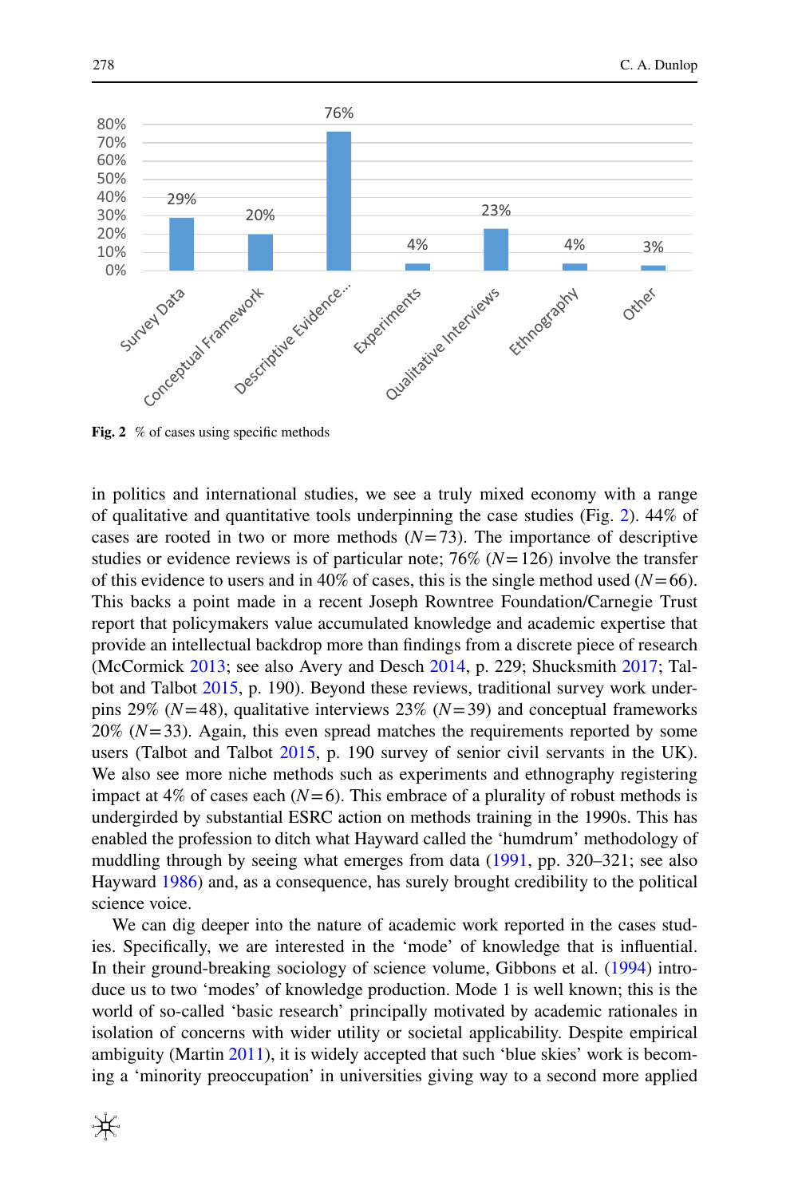Fig. 2 % of cases using specific methods

in politics and international studies, we see a truly mixed economy with a range of qualitative and quantitative tools underpinning the case studies (Fig. 2). 44% of cases are rooted in two or more methods ($N = 73$). The importance of descriptive studies or evidence reviews is of particular note; 76% ($N = 126$) involve the transfer of this evidence to users and in 40% of cases, this is the single method used ($N = 66$). This backs a point made in a recent Joseph Rowntree Foundation/Carnegie Trust report that policymakers value accumulated knowledge and academic expertise that provide an intellectual backdrop more than findings from a discrete piece of research (McCormick 2013; see also Avery and Desch 2014, p. 229; Shucksmith 2017; Talbot and Talbot 2015, p. 190). Beyond these reviews, traditional survey work underpins 29% ($N = 48$), qualitative interviews 23% ($N = 39$) and conceptual frameworks 20% ($N = 33$). Again, this even spread matches the requirements reported by some users (Talbot and Talbot 2015, p. 190 survey of senior civil servants in the UK). We also see more niche methods such as experiments and ethnography registering impact at 4% of cases each ($N = 6$). This embrace of a plurality of robust methods is undergirded by substantial ESRC action on methods training in the 1990s. This has enabled the profession to ditch what Hayward called the 'humdrum' methodology of muddling through by seeing what emerges from data (1991, pp. 320–321; see also Hayward 1986) and, as a consequence, has surely brought credibility to the political science voice.

We can dig deeper into the nature of academic work reported in the cases studies. Specifically, we are interested in the 'mode' of knowledge that is influential. In their ground-breaking sociology of science volume, Gibbons et al. (1994) introduce us to two 'modes' of knowledge production. Mode 1 is well known; this is the world of so-called 'basic research' principally motivated by academic rationales in isolation of concerns with wider utility or societal applicability. Despite empirical ambiguity (Martin 2011), it is widely accepted that such 'blue skies' work is becoming a 'minority preoccupation' in universities giving way to a second more applied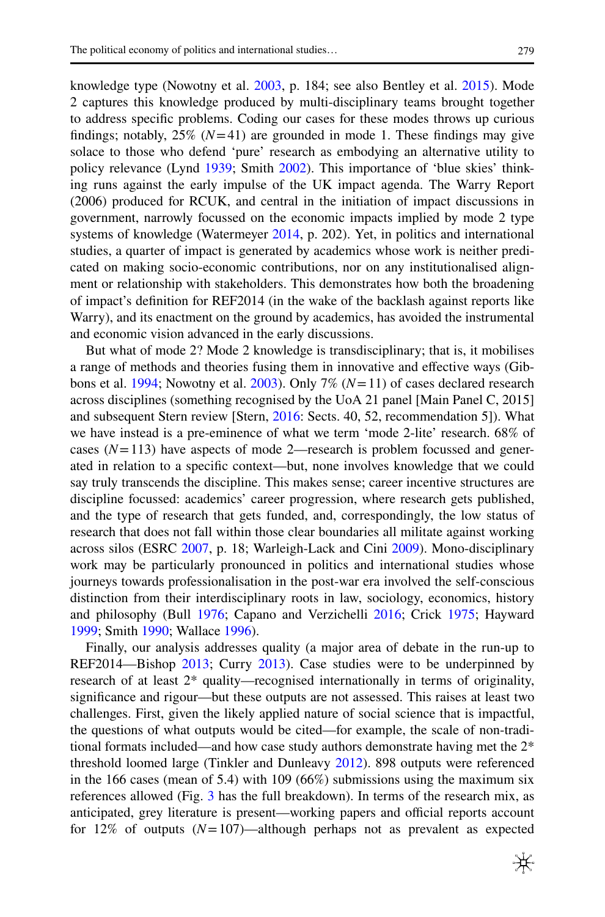knowledge type (Nowotny et al. 2003, p. 184; see also Bentley et al. 2015). Mode 2 captures this knowledge produced by multi-disciplinary teams brought together to address specific problems. Coding our cases for these modes throws up curious findings; notably, 25% ($N=41$) are grounded in mode 1. These findings may give solace to those who defend 'pure' research as embodying an alternative utility to policy relevance (Lynd 1939; Smith 2002). This importance of 'blue skies' thinking runs against the early impulse of the UK impact agenda. The Warry Report (2006) produced for RCUK, and central in the initiation of impact discussions in government, narrowly focussed on the economic impacts implied by mode 2 type systems of knowledge (Watermeyer 2014, p. 202). Yet, in politics and international studies, a quarter of impact is generated by academics whose work is neither predicated on making socio-economic contributions, nor on any institutionalised alignment or relationship with stakeholders. This demonstrates how both the broadening of impact's definition for REF2014 (in the wake of the backlash against reports like Warry), and its enactment on the ground by academics, has avoided the instrumental and economic vision advanced in the early discussions.

But what of mode 2? Mode 2 knowledge is transdisciplinary; that is, it mobilises a range of methods and theories fusing them in innovative and effective ways (Gibbons et al. 1994; Nowotny et al. 2003). Only 7% ($N=11$) of cases declared research across disciplines (something recognised by the UoA 21 panel [Main Panel C, 2015] and subsequent Stern review [Stern, 2016: Sects. 40, 52, recommendation 5]). What we have instead is a pre-eminence of what we term 'mode 2-lite' research. 68% of cases ($N=113$) have aspects of mode 2—research is problem focussed and generated in relation to a specific context—but, none involves knowledge that we could say truly transcends the discipline. This makes sense; career incentive structures are discipline focussed: academics' career progression, where research gets published, and the type of research that gets funded, and, correspondingly, the low status of research that does not fall within those clear boundaries all militate against working across silos (ESRC 2007, p. 18; Warleigh-Lack and Cini 2009). Mono-disciplinary work may be particularly pronounced in politics and international studies whose journeys towards professionalisation in the post-war era involved the self-conscious distinction from their interdisciplinary roots in law, sociology, economics, history and philosophy (Bull 1976; Capano and Verzichelli 2016; Crick 1975; Hayward 1999; Smith 1990; Wallace 1996).

Finally, our analysis addresses quality (a major area of debate in the run-up to REF2014—Bishop 2013; Curry 2013). Case studies were to be underpinned by research of at least 2* quality—recognised internationally in terms of originality, significance and rigour—but these outputs are not assessed. This raises at least two challenges. First, given the likely applied nature of social science that is impactful, the questions of what outputs would be cited—for example, the scale of non-traditional formats included—and how case study authors demonstrate having met the 2* threshold loomed large (Tinkler and Dunleavy 2012). 898 outputs were referenced in the 166 cases (mean of 5.4) with 109 (66%) submissions using the maximum six references allowed (Fig. 3 has the full breakdown). In terms of the research mix, as anticipated, grey literature is present—working papers and official reports account for 12% of outputs ($N=107$)—although perhaps not as prevalent as expected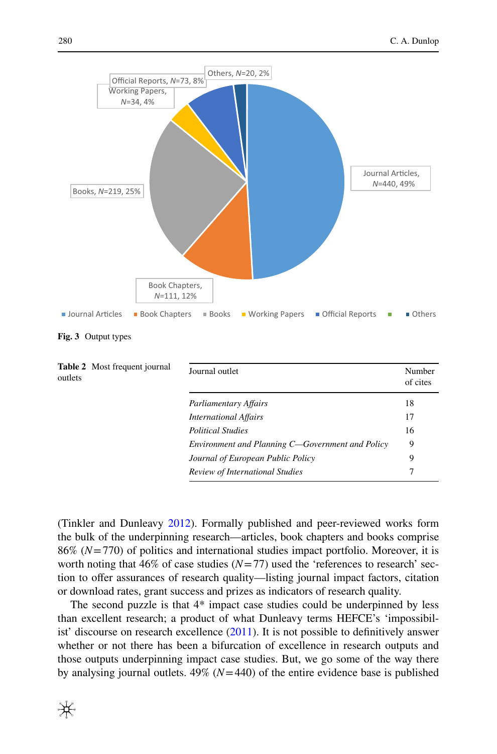Fig. 3 Output types

Table 2 Most frequent journal outlets

| Journal outlet | Number of cites |
|---|---|
| *Parliamentary Affairs* | 18 |
| *International Affairs* | 17 |
| *Political Studies* | 16 |
| *Environment and Planning C—Government and Policy* | 9 |
| *Journal of European Public Policy* | 9 |
| *Review of International Studies* | 7 |

(Tinkler and Dunleavy 2012). Formally published and peer-reviewed works form the bulk of the underpinning research—articles, book chapters and books comprise 86% ($N = 770$) of politics and international studies impact portfolio. Moreover, it is worth noting that 46% of case studies ($N = 77$) used the 'references to research' section to offer assurances of research quality—listing journal impact factors, citation or download rates, grant success and prizes as indicators of research quality.

The second puzzle is that 4* impact case studies could be underpinned by less than excellent research; a product of what Dunleavy terms HEFCE's 'impossibilist' discourse on research excellence (2011). It is not possible to definitively answer whether or not there has been a bifurcation of excellence in research outputs and those outputs underpinning impact case studies. But, we go some of the way there by analysing journal outlets. 49% ($N = 440$) of the entire evidence base is published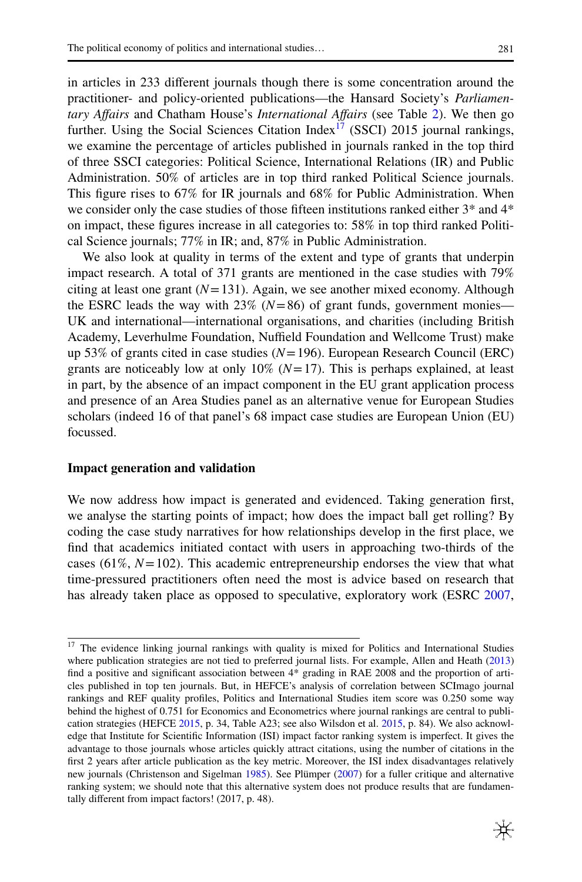in articles in 233 different journals though there is some concentration around the practitioner- and policy-oriented publications—the Hansard Society's *Parliamentary Affairs* and Chatham House's *International Affairs* (see Table 2). We then go further. Using the Social Sciences Citation Index[17] (SSCI) 2015 journal rankings, we examine the percentage of articles published in journals ranked in the top third of three SSCI categories: Political Science, International Relations (IR) and Public Administration. 50% of articles are in top third ranked Political Science journals. This figure rises to 67% for IR journals and 68% for Public Administration. When we consider only the case studies of those fifteen institutions ranked either 3* and 4* on impact, these figures increase in all categories to: 58% in top third ranked Political Science journals; 77% in IR; and, 87% in Public Administration.

We also look at quality in terms of the extent and type of grants that underpin impact research. A total of 371 grants are mentioned in the case studies with 79% citing at least one grant ($N = 131$). Again, we see another mixed economy. Although the ESRC leads the way with 23% ($N = 86$) of grant funds, government monies—UK and international—international organisations, and charities (including British Academy, Leverhulme Foundation, Nuffield Foundation and Wellcome Trust) make up 53% of grants cited in case studies ($N = 196$). European Research Council (ERC) grants are noticeably low at only 10% ($N = 17$). This is perhaps explained, at least in part, by the absence of an impact component in the EU grant application process and presence of an Area Studies panel as an alternative venue for European Studies scholars (indeed 16 of that panel's 68 impact case studies are European Union (EU) focussed.

### Impact generation and validation

We now address how impact is generated and evidenced. Taking generation first, we analyse the starting points of impact; how does the impact ball get rolling? By coding the case study narratives for how relationships develop in the first place, we find that academics initiated contact with users in approaching two-thirds of the cases (61%, $N = 102$). This academic entrepreneurship endorses the view that what time-pressured practitioners often need the most is advice based on research that has already taken place as opposed to speculative, exploratory work (ESRC 2007,

---

[17] The evidence linking journal rankings with quality is mixed for Politics and International Studies where publication strategies are not tied to preferred journal lists. For example, Allen and Heath (2013) find a positive and significant association between 4* grading in RAE 2008 and the proportion of articles published in top ten journals. But, in HEFCE's analysis of correlation between SCImago journal rankings and REF quality profiles, Politics and International Studies item score was 0.250 some way behind the highest of 0.751 for Economics and Econometrics where journal rankings are central to publication strategies (HEFCE 2015, p. 34, Table A23; see also Wilsdon et al. 2015, p. 84). We also acknowledge that Institute for Scientific Information (ISI) impact factor ranking system is imperfect. It gives the advantage to those journals whose articles quickly attract citations, using the number of citations in the first 2 years after article publication as the key metric. Moreover, the ISI index disadvantages relatively new journals (Christenson and Sigelman 1985). See Plümper (2007) for a fuller critique and alternative ranking system; we should note that this alternative system does not produce results that are fundamentally different from impact factors! (2017, p. 48).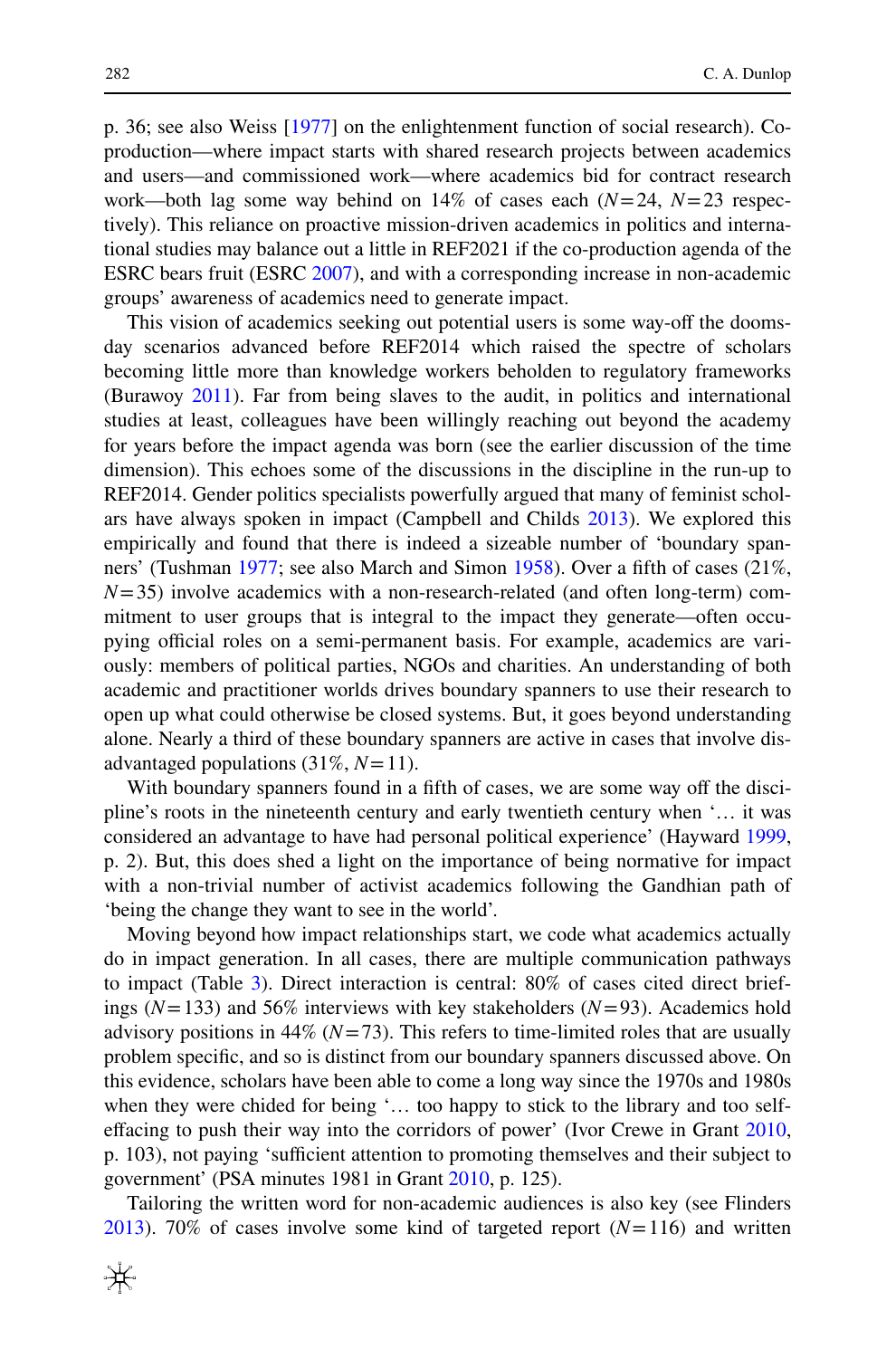p. 36; see also Weiss [1977] on the enlightenment function of social research). Co-production—where impact starts with shared research projects between academics and users—and commissioned work—where academics bid for contract research work—both lag some way behind on 14% of cases each ($N=24$, $N=23$ respectively). This reliance on proactive mission-driven academics in politics and international studies may balance out a little in REF2021 if the co-production agenda of the ESRC bears fruit (ESRC 2007), and with a corresponding increase in non-academic groups' awareness of academics need to generate impact.

This vision of academics seeking out potential users is some way-off the doomsday scenarios advanced before REF2014 which raised the spectre of scholars becoming little more than knowledge workers beholden to regulatory frameworks (Burawoy 2011). Far from being slaves to the audit, in politics and international studies at least, colleagues have been willingly reaching out beyond the academy for years before the impact agenda was born (see the earlier discussion of the time dimension). This echoes some of the discussions in the discipline in the run-up to REF2014. Gender politics specialists powerfully argued that many of feminist scholars have always spoken in impact (Campbell and Childs 2013). We explored this empirically and found that there is indeed a sizeable number of 'boundary spanners' (Tushman 1977; see also March and Simon 1958). Over a fifth of cases (21%, $N=35$) involve academics with a non-research-related (and often long-term) commitment to user groups that is integral to the impact they generate—often occupying official roles on a semi-permanent basis. For example, academics are variously: members of political parties, NGOs and charities. An understanding of both academic and practitioner worlds drives boundary spanners to use their research to open up what could otherwise be closed systems. But, it goes beyond understanding alone. Nearly a third of these boundary spanners are active in cases that involve disadvantaged populations (31%, $N=11$).

With boundary spanners found in a fifth of cases, we are some way off the discipline's roots in the nineteenth century and early twentieth century when '… it was considered an advantage to have had personal political experience' (Hayward 1999, p. 2). But, this does shed a light on the importance of being normative for impact with a non-trivial number of activist academics following the Gandhian path of 'being the change they want to see in the world'.

Moving beyond how impact relationships start, we code what academics actually do in impact generation. In all cases, there are multiple communication pathways to impact (Table 3). Direct interaction is central: 80% of cases cited direct briefings ($N=133$) and 56% interviews with key stakeholders ($N=93$). Academics hold advisory positions in 44% ($N=73$). This refers to time-limited roles that are usually problem specific, and so is distinct from our boundary spanners discussed above. On this evidence, scholars have been able to come a long way since the 1970s and 1980s when they were chided for being '… too happy to stick to the library and too self-effacing to push their way into the corridors of power' (Ivor Crewe in Grant 2010, p. 103), not paying 'sufficient attention to promoting themselves and their subject to government' (PSA minutes 1981 in Grant 2010, p. 125).

Tailoring the written word for non-academic audiences is also key (see Flinders 2013). 70% of cases involve some kind of targeted report ($N=116$) and written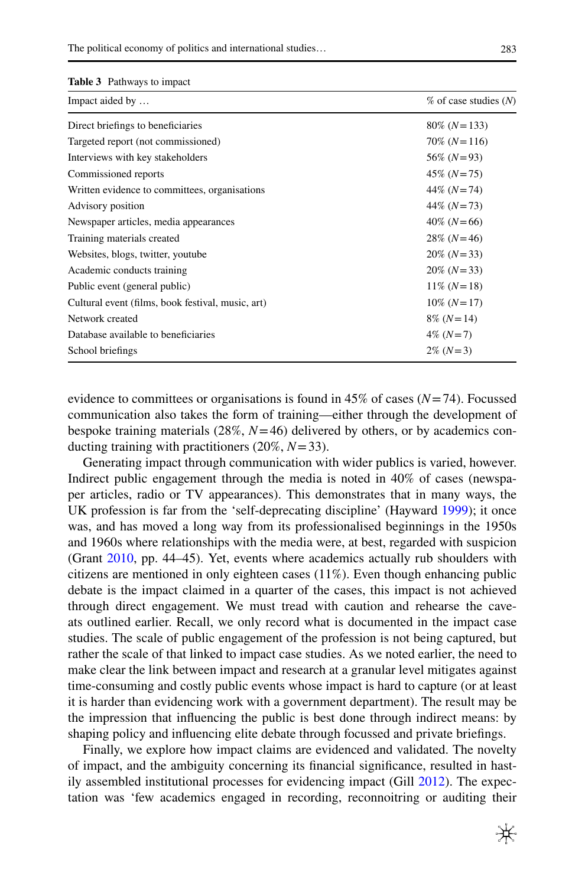**Table 3** Pathways to impact

| Impact aided by … | % of case studies ($N$) |
|---|---|
| Direct briefings to beneficiaries | 80% ($N=133$) |
| Targeted report (not commissioned) | 70% ($N=116$) |
| Interviews with key stakeholders | 56% ($N=93$) |
| Commissioned reports | 45% ($N=75$) |
| Written evidence to committees, organisations | 44% ($N=74$) |
| Advisory position | 44% ($N=73$) |
| Newspaper articles, media appearances | 40% ($N=66$) |
| Training materials created | 28% ($N=46$) |
| Websites, blogs, twitter, youtube | 20% ($N=33$) |
| Academic conducts training | 20% ($N=33$) |
| Public event (general public) | 11% ($N=18$) |
| Cultural event (films, book festival, music, art) | 10% ($N=17$) |
| Network created | 8% ($N=14$) |
| Database available to beneficiaries | 4% ($N=7$) |
| School briefings | 2% ($N=3$) |

evidence to committees or organisations is found in 45% of cases ($N=74$). Focussed communication also takes the form of training—either through the development of bespoke training materials (28%, $N=46$) delivered by others, or by academics conducting training with practitioners (20%, $N=33$).

Generating impact through communication with wider publics is varied, however. Indirect public engagement through the media is noted in 40% of cases (newspaper articles, radio or TV appearances). This demonstrates that in many ways, the UK profession is far from the 'self-deprecating discipline' (Hayward 1999); it once was, and has moved a long way from its professionalised beginnings in the 1950s and 1960s where relationships with the media were, at best, regarded with suspicion (Grant 2010, pp. 44–45). Yet, events where academics actually rub shoulders with citizens are mentioned in only eighteen cases (11%). Even though enhancing public debate is the impact claimed in a quarter of the cases, this impact is not achieved through direct engagement. We must tread with caution and rehearse the caveats outlined earlier. Recall, we only record what is documented in the impact case studies. The scale of public engagement of the profession is not being captured, but rather the scale of that linked to impact case studies. As we noted earlier, the need to make clear the link between impact and research at a granular level mitigates against time-consuming and costly public events whose impact is hard to capture (or at least it is harder than evidencing work with a government department). The result may be the impression that influencing the public is best done through indirect means: by shaping policy and influencing elite debate through focussed and private briefings.

Finally, we explore how impact claims are evidenced and validated. The novelty of impact, and the ambiguity concerning its financial significance, resulted in hastily assembled institutional processes for evidencing impact (Gill 2012). The expectation was 'few academics engaged in recording, reconnoitring or auditing their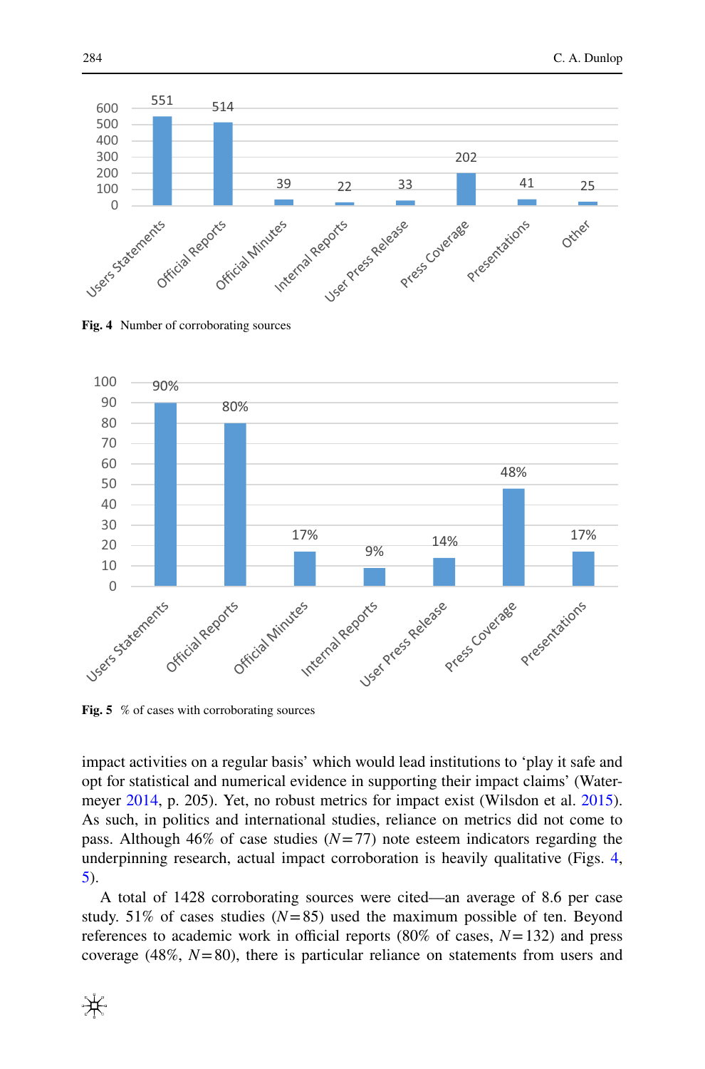Fig. 4 Number of corroborating sources

| Users Statements | Official Reports | Official Minutes | Internal Reports | User Press Release | Press Coverage | Presentations | Other |
|---|---|---|---|---|---|---|---|
| 551 | 514 | 39 | 22 | 33 | 202 | 41 | 25 |

Fig. 5 % of cases with corroborating sources

| Users Statements | Official Reports | Official Minutes | Internal Reports | User Press Release | Press Coverage | Presentations |
|---|---|---|---|---|---|---|
| 90% | 80% | 17% | 9% | 14% | 48% | 17% |

impact activities on a regular basis' which would lead institutions to 'play it safe and opt for statistical and numerical evidence in supporting their impact claims' (Watermeyer 2014, p. 205). Yet, no robust metrics for impact exist (Wilsdon et al. 2015). As such, in politics and international studies, reliance on metrics did not come to pass. Although 46% of case studies ($N = 77$) note esteem indicators regarding the underpinning research, actual impact corroboration is heavily qualitative (Figs. 4, 5).

A total of 1428 corroborating sources were cited—an average of 8.6 per case study. 51% of cases studies ($N = 85$) used the maximum possible of ten. Beyond references to academic work in official reports (80% of cases, $N = 132$) and press coverage (48%, $N = 80$), there is particular reliance on statements from users and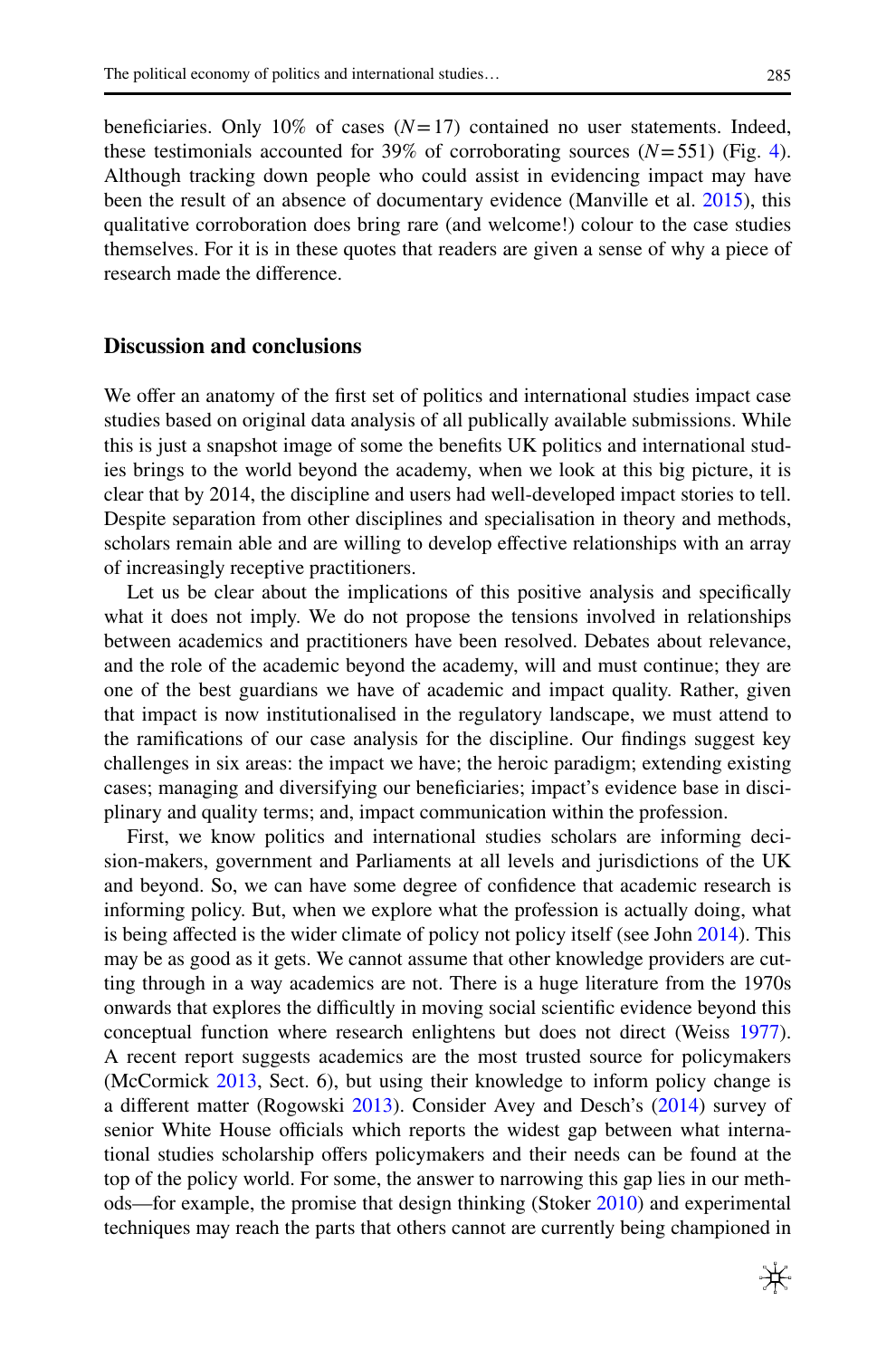beneficiaries. Only 10% of cases ($N=17$) contained no user statements. Indeed, these testimonials accounted for 39% of corroborating sources ($N=551$) (Fig. 4). Although tracking down people who could assist in evidencing impact may have been the result of an absence of documentary evidence (Manville et al. 2015), this qualitative corroboration does bring rare (and welcome!) colour to the case studies themselves. For it is in these quotes that readers are given a sense of why a piece of research made the difference.

## Discussion and conclusions

We offer an anatomy of the first set of politics and international studies impact case studies based on original data analysis of all publically available submissions. While this is just a snapshot image of some the benefits UK politics and international studies brings to the world beyond the academy, when we look at this big picture, it is clear that by 2014, the discipline and users had well-developed impact stories to tell. Despite separation from other disciplines and specialisation in theory and methods, scholars remain able and are willing to develop effective relationships with an array of increasingly receptive practitioners.

Let us be clear about the implications of this positive analysis and specifically what it does not imply. We do not propose the tensions involved in relationships between academics and practitioners have been resolved. Debates about relevance, and the role of the academic beyond the academy, will and must continue; they are one of the best guardians we have of academic and impact quality. Rather, given that impact is now institutionalised in the regulatory landscape, we must attend to the ramifications of our case analysis for the discipline. Our findings suggest key challenges in six areas: the impact we have; the heroic paradigm; extending existing cases; managing and diversifying our beneficiaries; impact's evidence base in disciplinary and quality terms; and, impact communication within the profession.

First, we know politics and international studies scholars are informing decision-makers, government and Parliaments at all levels and jurisdictions of the UK and beyond. So, we can have some degree of confidence that academic research is informing policy. But, when we explore what the profession is actually doing, what is being affected is the wider climate of policy not policy itself (see John 2014). This may be as good as it gets. We cannot assume that other knowledge providers are cutting through in a way academics are not. There is a huge literature from the 1970s onwards that explores the difficultly in moving social scientific evidence beyond this conceptual function where research enlightens but does not direct (Weiss 1977). A recent report suggests academics are the most trusted source for policymakers (McCormick 2013, Sect. 6), but using their knowledge to inform policy change is a different matter (Rogowski 2013). Consider Avey and Desch's (2014) survey of senior White House officials which reports the widest gap between what international studies scholarship offers policymakers and their needs can be found at the top of the policy world. For some, the answer to narrowing this gap lies in our methods—for example, the promise that design thinking (Stoker 2010) and experimental techniques may reach the parts that others cannot are currently being championed in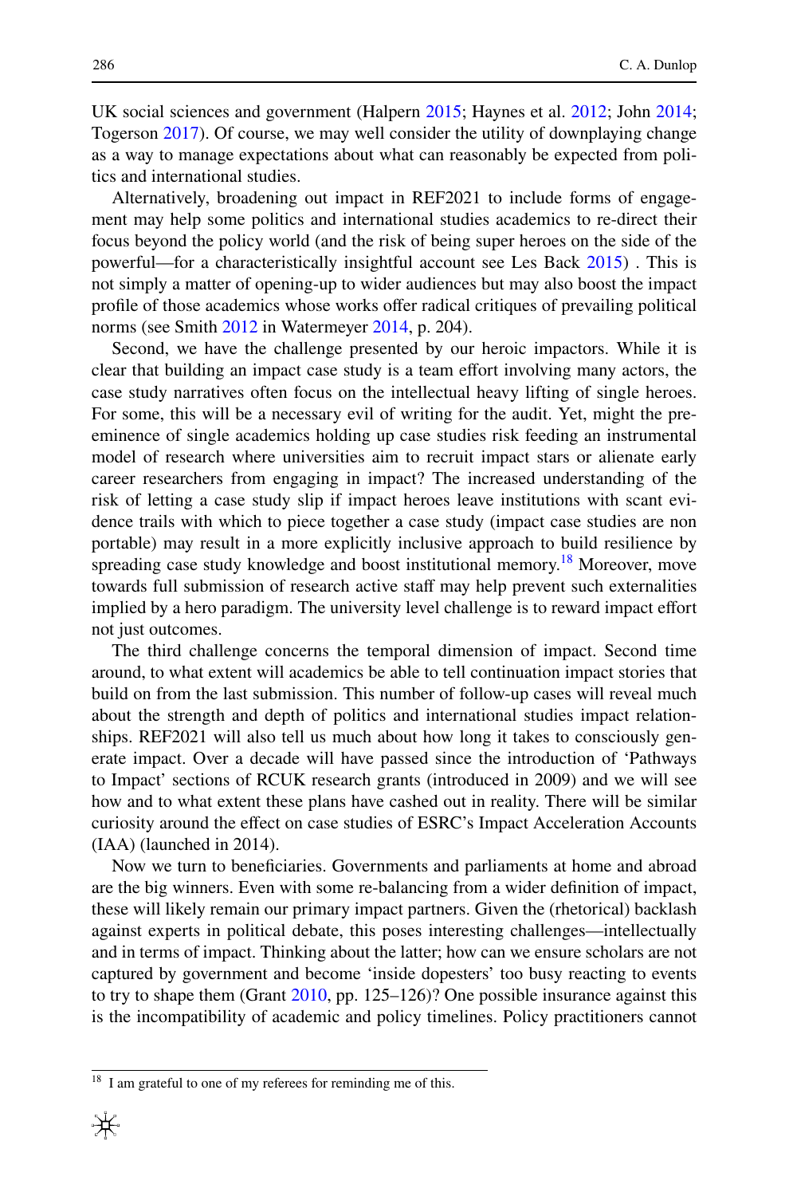UK social sciences and government (Halpern 2015; Haynes et al. 2012; John 2014; Togerson 2017). Of course, we may well consider the utility of downplaying change as a way to manage expectations about what can reasonably be expected from politics and international studies.

Alternatively, broadening out impact in REF2021 to include forms of engagement may help some politics and international studies academics to re-direct their focus beyond the policy world (and the risk of being super heroes on the side of the powerful—for a characteristically insightful account see Les Back 2015) . This is not simply a matter of opening-up to wider audiences but may also boost the impact profile of those academics whose works offer radical critiques of prevailing political norms (see Smith 2012 in Watermeyer 2014, p. 204).

Second, we have the challenge presented by our heroic impactors. While it is clear that building an impact case study is a team effort involving many actors, the case study narratives often focus on the intellectual heavy lifting of single heroes. For some, this will be a necessary evil of writing for the audit. Yet, might the pre-eminence of single academics holding up case studies risk feeding an instrumental model of research where universities aim to recruit impact stars or alienate early career researchers from engaging in impact? The increased understanding of the risk of letting a case study slip if impact heroes leave institutions with scant evidence trails with which to piece together a case study (impact case studies are non portable) may result in a more explicitly inclusive approach to build resilience by spreading case study knowledge and boost institutional memory.[18] Moreover, move towards full submission of research active staff may help prevent such externalities implied by a hero paradigm. The university level challenge is to reward impact effort not just outcomes.

The third challenge concerns the temporal dimension of impact. Second time around, to what extent will academics be able to tell continuation impact stories that build on from the last submission. This number of follow-up cases will reveal much about the strength and depth of politics and international studies impact relationships. REF2021 will also tell us much about how long it takes to consciously generate impact. Over a decade will have passed since the introduction of 'Pathways to Impact' sections of RCUK research grants (introduced in 2009) and we will see how and to what extent these plans have cashed out in reality. There will be similar curiosity around the effect on case studies of ESRC's Impact Acceleration Accounts (IAA) (launched in 2014).

Now we turn to beneficiaries. Governments and parliaments at home and abroad are the big winners. Even with some re-balancing from a wider definition of impact, these will likely remain our primary impact partners. Given the (rhetorical) backlash against experts in political debate, this poses interesting challenges—intellectually and in terms of impact. Thinking about the latter; how can we ensure scholars are not captured by government and become 'inside dopesters' too busy reacting to events to try to shape them (Grant 2010, pp. 125–126)? One possible insurance against this is the incompatibility of academic and policy timelines. Policy practitioners cannot

---

[18] I am grateful to one of my referees for reminding me of this.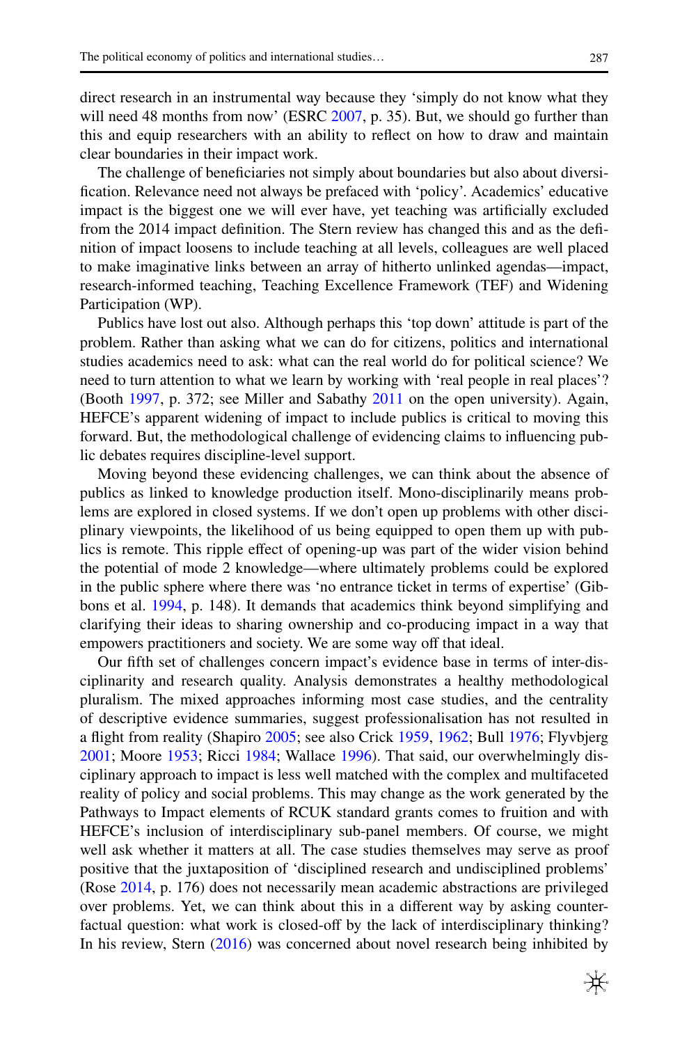direct research in an instrumental way because they 'simply do not know what they will need 48 months from now' (ESRC 2007, p. 35). But, we should go further than this and equip researchers with an ability to reflect on how to draw and maintain clear boundaries in their impact work.

The challenge of beneficiaries not simply about boundaries but also about diversification. Relevance need not always be prefaced with 'policy'. Academics' educative impact is the biggest one we will ever have, yet teaching was artificially excluded from the 2014 impact definition. The Stern review has changed this and as the definition of impact loosens to include teaching at all levels, colleagues are well placed to make imaginative links between an array of hitherto unlinked agendas—impact, research-informed teaching, Teaching Excellence Framework (TEF) and Widening Participation (WP).

Publics have lost out also. Although perhaps this 'top down' attitude is part of the problem. Rather than asking what we can do for citizens, politics and international studies academics need to ask: what can the real world do for political science? We need to turn attention to what we learn by working with 'real people in real places'? (Booth 1997, p. 372; see Miller and Sabathy 2011 on the open university). Again, HEFCE's apparent widening of impact to include publics is critical to moving this forward. But, the methodological challenge of evidencing claims to influencing public debates requires discipline-level support.

Moving beyond these evidencing challenges, we can think about the absence of publics as linked to knowledge production itself. Mono-disciplinarily means problems are explored in closed systems. If we don't open up problems with other disciplinary viewpoints, the likelihood of us being equipped to open them up with publics is remote. This ripple effect of opening-up was part of the wider vision behind the potential of mode 2 knowledge—where ultimately problems could be explored in the public sphere where there was 'no entrance ticket in terms of expertise' (Gibbons et al. 1994, p. 148). It demands that academics think beyond simplifying and clarifying their ideas to sharing ownership and co-producing impact in a way that empowers practitioners and society. We are some way off that ideal.

Our fifth set of challenges concern impact's evidence base in terms of inter-disciplinarity and research quality. Analysis demonstrates a healthy methodological pluralism. The mixed approaches informing most case studies, and the centrality of descriptive evidence summaries, suggest professionalisation has not resulted in a flight from reality (Shapiro 2005; see also Crick 1959, 1962; Bull 1976; Flyvbjerg 2001; Moore 1953; Ricci 1984; Wallace 1996). That said, our overwhelmingly disciplinary approach to impact is less well matched with the complex and multifaceted reality of policy and social problems. This may change as the work generated by the Pathways to Impact elements of RCUK standard grants comes to fruition and with HEFCE's inclusion of interdisciplinary sub-panel members. Of course, we might well ask whether it matters at all. The case studies themselves may serve as proof positive that the juxtaposition of 'disciplined research and undisciplined problems' (Rose 2014, p. 176) does not necessarily mean academic abstractions are privileged over problems. Yet, we can think about this in a different way by asking counterfactual question: what work is closed-off by the lack of interdisciplinary thinking? In his review, Stern (2016) was concerned about novel research being inhibited by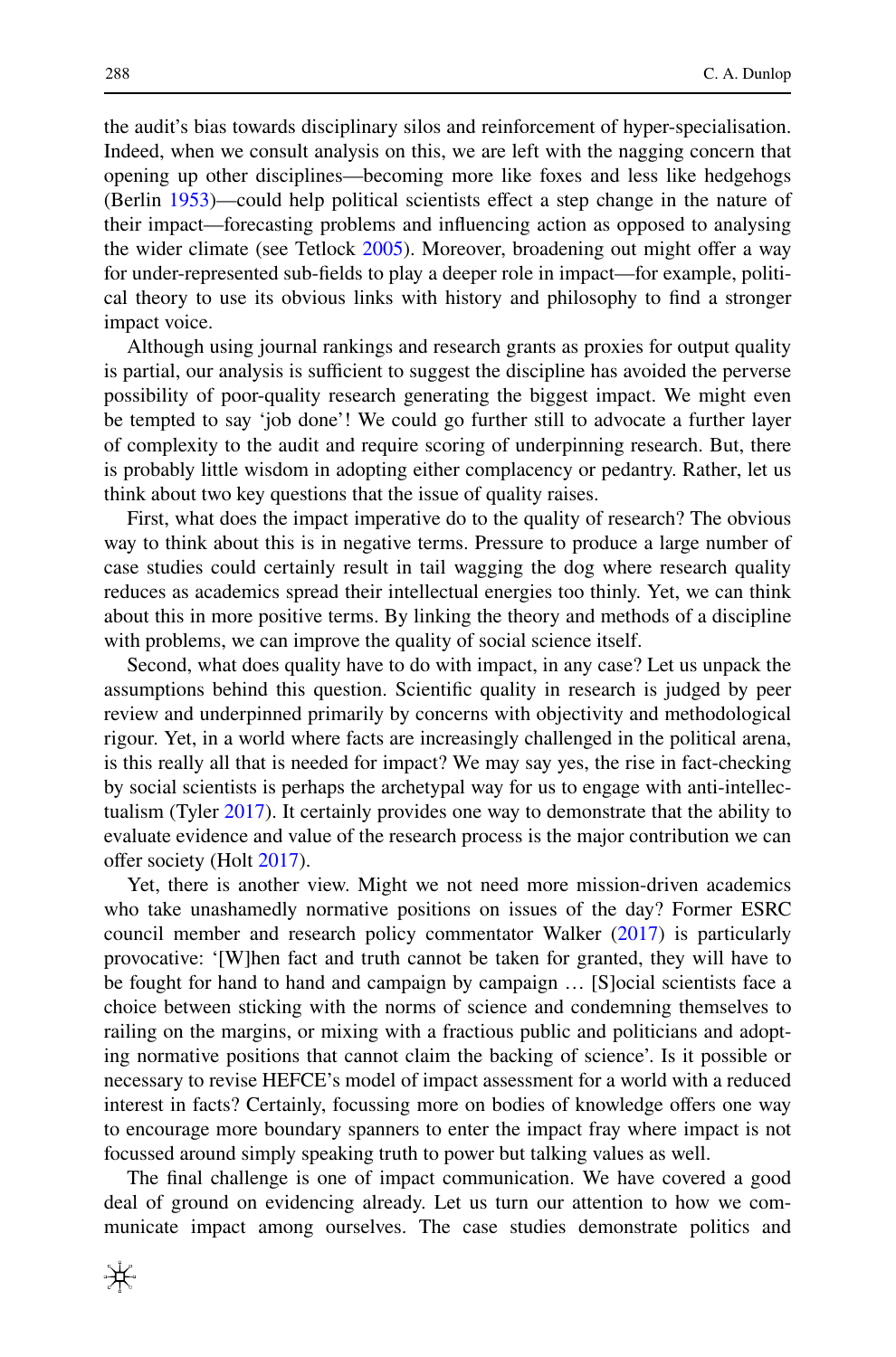the audit's bias towards disciplinary silos and reinforcement of hyper-specialisation. Indeed, when we consult analysis on this, we are left with the nagging concern that opening up other disciplines—becoming more like foxes and less like hedgehogs (Berlin 1953)—could help political scientists effect a step change in the nature of their impact—forecasting problems and influencing action as opposed to analysing the wider climate (see Tetlock 2005). Moreover, broadening out might offer a way for under-represented sub-fields to play a deeper role in impact—for example, political theory to use its obvious links with history and philosophy to find a stronger impact voice.

Although using journal rankings and research grants as proxies for output quality is partial, our analysis is sufficient to suggest the discipline has avoided the perverse possibility of poor-quality research generating the biggest impact. We might even be tempted to say 'job done'! We could go further still to advocate a further layer of complexity to the audit and require scoring of underpinning research. But, there is probably little wisdom in adopting either complacency or pedantry. Rather, let us think about two key questions that the issue of quality raises.

First, what does the impact imperative do to the quality of research? The obvious way to think about this is in negative terms. Pressure to produce a large number of case studies could certainly result in tail wagging the dog where research quality reduces as academics spread their intellectual energies too thinly. Yet, we can think about this in more positive terms. By linking the theory and methods of a discipline with problems, we can improve the quality of social science itself.

Second, what does quality have to do with impact, in any case? Let us unpack the assumptions behind this question. Scientific quality in research is judged by peer review and underpinned primarily by concerns with objectivity and methodological rigour. Yet, in a world where facts are increasingly challenged in the political arena, is this really all that is needed for impact? We may say yes, the rise in fact-checking by social scientists is perhaps the archetypal way for us to engage with anti-intellectualism (Tyler 2017). It certainly provides one way to demonstrate that the ability to evaluate evidence and value of the research process is the major contribution we can offer society (Holt 2017).

Yet, there is another view. Might we not need more mission-driven academics who take unashamedly normative positions on issues of the day? Former ESRC council member and research policy commentator Walker (2017) is particularly provocative: '[W]hen fact and truth cannot be taken for granted, they will have to be fought for hand to hand and campaign by campaign … [S]ocial scientists face a choice between sticking with the norms of science and condemning themselves to railing on the margins, or mixing with a fractious public and politicians and adopting normative positions that cannot claim the backing of science'. Is it possible or necessary to revise HEFCE's model of impact assessment for a world with a reduced interest in facts? Certainly, focussing more on bodies of knowledge offers one way to encourage more boundary spanners to enter the impact fray where impact is not focussed around simply speaking truth to power but talking values as well.

The final challenge is one of impact communication. We have covered a good deal of ground on evidencing already. Let us turn our attention to how we communicate impact among ourselves. The case studies demonstrate politics and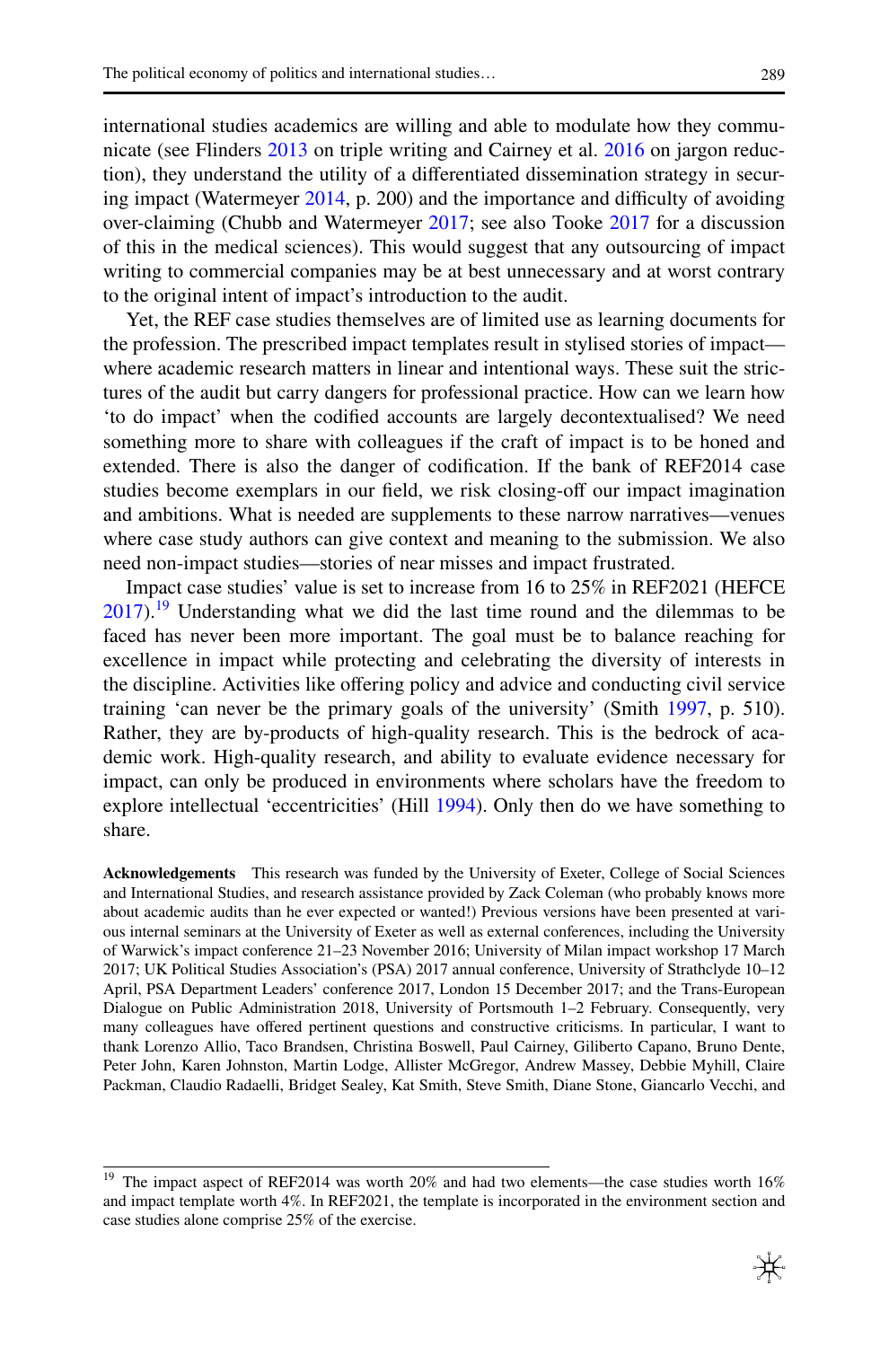international studies academics are willing and able to modulate how they communicate (see Flinders 2013 on triple writing and Cairney et al. 2016 on jargon reduction), they understand the utility of a differentiated dissemination strategy in securing impact (Watermeyer 2014, p. 200) and the importance and difficulty of avoiding over-claiming (Chubb and Watermeyer 2017; see also Tooke 2017 for a discussion of this in the medical sciences). This would suggest that any outsourcing of impact writing to commercial companies may be at best unnecessary and at worst contrary to the original intent of impact's introduction to the audit.

Yet, the REF case studies themselves are of limited use as learning documents for the profession. The prescribed impact templates result in stylised stories of impact—where academic research matters in linear and intentional ways. These suit the strictures of the audit but carry dangers for professional practice. How can we learn how 'to do impact' when the codified accounts are largely decontextualised? We need something more to share with colleagues if the craft of impact is to be honed and extended. There is also the danger of codification. If the bank of REF2014 case studies become exemplars in our field, we risk closing-off our impact imagination and ambitions. What is needed are supplements to these narrow narratives—venues where case study authors can give context and meaning to the submission. We also need non-impact studies—stories of near misses and impact frustrated.

Impact case studies' value is set to increase from 16 to 25% in REF2021 (HEFCE 2017).[19] Understanding what we did the last time round and the dilemmas to be faced has never been more important. The goal must be to balance reaching for excellence in impact while protecting and celebrating the diversity of interests in the discipline. Activities like offering policy and advice and conducting civil service training 'can never be the primary goals of the university' (Smith 1997, p. 510). Rather, they are by-products of high-quality research. This is the bedrock of academic work. High-quality research, and ability to evaluate evidence necessary for impact, can only be produced in environments where scholars have the freedom to explore intellectual 'eccentricities' (Hill 1994). Only then do we have something to share.

**Acknowledgements** This research was funded by the University of Exeter, College of Social Sciences and International Studies, and research assistance provided by Zack Coleman (who probably knows more about academic audits than he ever expected or wanted!) Previous versions have been presented at various internal seminars at the University of Exeter as well as external conferences, including the University of Warwick's impact conference 21–23 November 2016; University of Milan impact workshop 17 March 2017; UK Political Studies Association's (PSA) 2017 annual conference, University of Strathclyde 10–12 April, PSA Department Leaders' conference 2017, London 15 December 2017; and the Trans-European Dialogue on Public Administration 2018, University of Portsmouth 1–2 February. Consequently, very many colleagues have offered pertinent questions and constructive criticisms. In particular, I want to thank Lorenzo Allio, Taco Brandsen, Christina Boswell, Paul Cairney, Giliberto Capano, Bruno Dente, Peter John, Karen Johnston, Martin Lodge, Allister McGregor, Andrew Massey, Debbie Myhill, Claire Packman, Claudio Radaelli, Bridget Sealey, Kat Smith, Steve Smith, Diane Stone, Giancarlo Vecchi, and

---

[19] The impact aspect of REF2014 was worth 20% and had two elements—the case studies worth 16% and impact template worth 4%. In REF2021, the template is incorporated in the environment section and case studies alone comprise 25% of the exercise.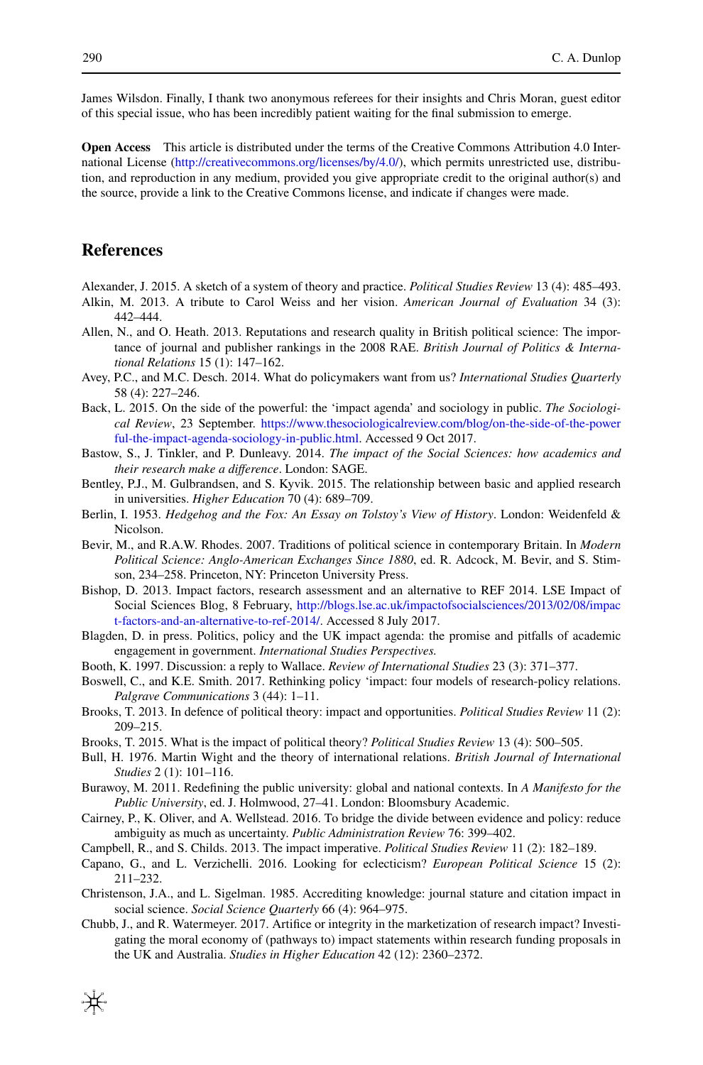James Wilsdon. Finally, I thank two anonymous referees for their insights and Chris Moran, guest editor of this special issue, who has been incredibly patient waiting for the final submission to emerge.

**Open Access** This article is distributed under the terms of the Creative Commons Attribution 4.0 International License (http://creativecommons.org/licenses/by/4.0/), which permits unrestricted use, distribution, and reproduction in any medium, provided you give appropriate credit to the original author(s) and the source, provide a link to the Creative Commons license, and indicate if changes were made.

## References

Alexander, J. 2015. A sketch of a system of theory and practice. *Political Studies Review* 13 (4): 485–493.

Alkin, M. 2013. A tribute to Carol Weiss and her vision. *American Journal of Evaluation* 34 (3): 442–444.

Allen, N., and O. Heath. 2013. Reputations and research quality in British political science: The importance of journal and publisher rankings in the 2008 RAE. *British Journal of Politics & International Relations* 15 (1): 147–162.

Avey, P.C., and M.C. Desch. 2014. What do policymakers want from us? *International Studies Quarterly* 58 (4): 227–246.

Back, L. 2015. On the side of the powerful: the 'impact agenda' and sociology in public. *The Sociological Review*, 23 September. https://www.thesociologicalreview.com/blog/on-the-side-of-the-powerful-the-impact-agenda-sociology-in-public.html. Accessed 9 Oct 2017.

Bastow, S., J. Tinkler, and P. Dunleavy. 2014. *The impact of the Social Sciences: how academics and their research make a difference*. London: SAGE.

Bentley, P.J., M. Gulbrandsen, and S. Kyvik. 2015. The relationship between basic and applied research in universities. *Higher Education* 70 (4): 689–709.

Berlin, I. 1953. *Hedgehog and the Fox: An Essay on Tolstoy's View of History*. London: Weidenfeld & Nicolson.

Bevir, M., and R.A.W. Rhodes. 2007. Traditions of political science in contemporary Britain. In *Modern Political Science: Anglo-American Exchanges Since 1880*, ed. R. Adcock, M. Bevir, and S. Stimson, 234–258. Princeton, NY: Princeton University Press.

Bishop, D. 2013. Impact factors, research assessment and an alternative to REF 2014. LSE Impact of Social Sciences Blog, 8 February, http://blogs.lse.ac.uk/impactofsocialsciences/2013/02/08/impact-factors-and-an-alternative-to-ref-2014/. Accessed 8 July 2017.

Blagden, D. in press. Politics, policy and the UK impact agenda: the promise and pitfalls of academic engagement in government. *International Studies Perspectives*.

Booth, K. 1997. Discussion: a reply to Wallace. *Review of International Studies* 23 (3): 371–377.

Boswell, C., and K.E. Smith. 2017. Rethinking policy 'impact: four models of research-policy relations. *Palgrave Communications* 3 (44): 1–11.

Brooks, T. 2013. In defence of political theory: impact and opportunities. *Political Studies Review* 11 (2): 209–215.

Brooks, T. 2015. What is the impact of political theory? *Political Studies Review* 13 (4): 500–505.

Bull, H. 1976. Martin Wight and the theory of international relations. *British Journal of International Studies* 2 (1): 101–116.

Burawoy, M. 2011. Redefining the public university: global and national contexts. In *A Manifesto for the Public University*, ed. J. Holmwood, 27–41. London: Bloomsbury Academic.

Cairney, P., K. Oliver, and A. Wellstead. 2016. To bridge the divide between evidence and policy: reduce ambiguity as much as uncertainty. *Public Administration Review* 76: 399–402.

Campbell, R., and S. Childs. 2013. The impact imperative. *Political Studies Review* 11 (2): 182–189.

Capano, G., and L. Verzichelli. 2016. Looking for eclecticism? *European Political Science* 15 (2): 211–232.

Christenson, J.A., and L. Sigelman. 1985. Accrediting knowledge: journal stature and citation impact in social science. *Social Science Quarterly* 66 (4): 964–975.

Chubb, J., and R. Watermeyer. 2017. Artifice or integrity in the marketization of research impact? Investigating the moral economy of (pathways to) impact statements within research funding proposals in the UK and Australia. *Studies in Higher Education* 42 (12): 2360–2372.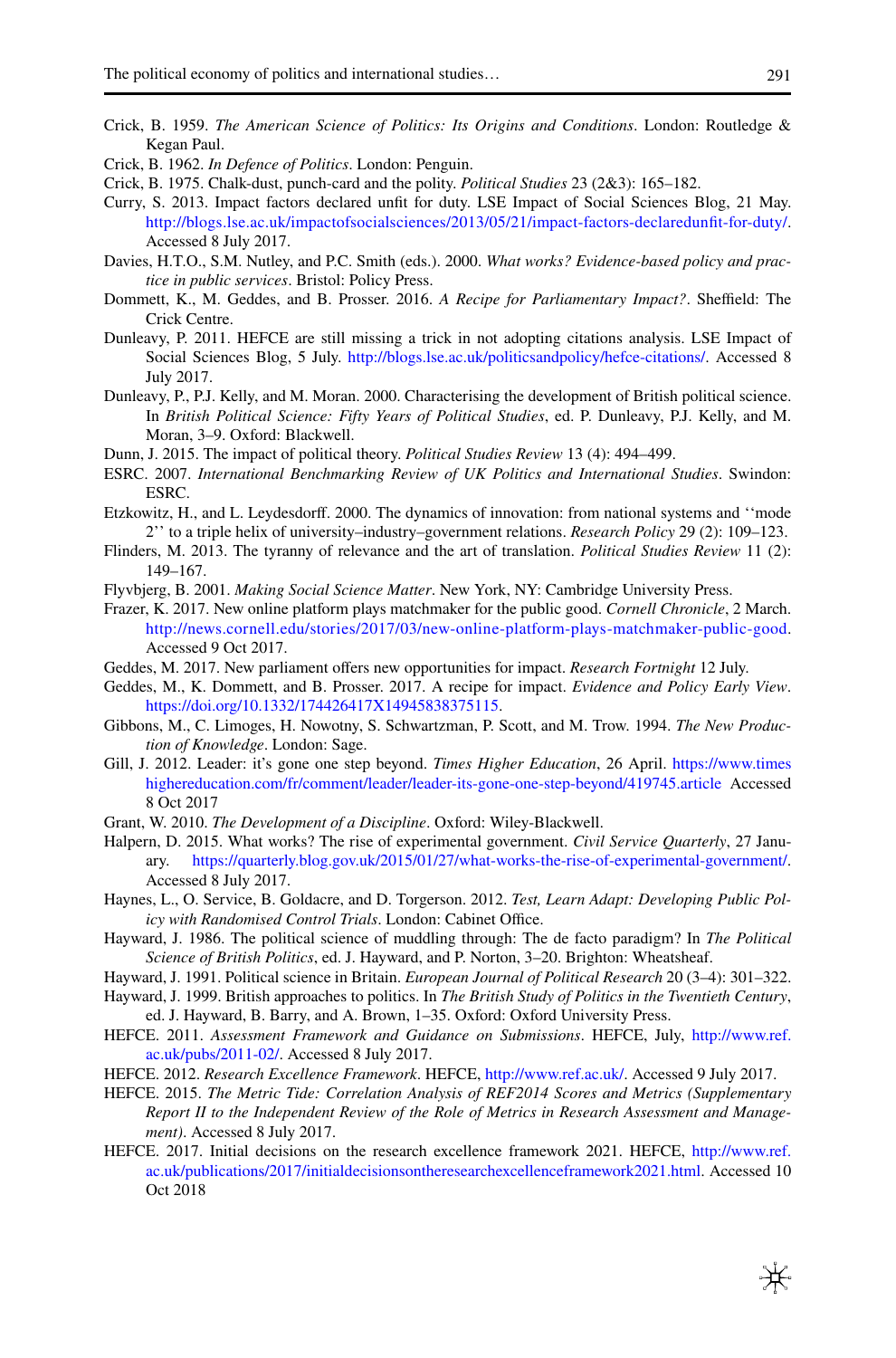Crick, B. 1959. *The American Science of Politics: Its Origins and Conditions*. London: Routledge & Kegan Paul.

Crick, B. 1962. *In Defence of Politics*. London: Penguin.

Crick, B. 1975. Chalk-dust, punch-card and the polity. *Political Studies* 23 (2&3): 165–182.

Curry, S. 2013. Impact factors declared unfit for duty. LSE Impact of Social Sciences Blog, 21 May. http://blogs.lse.ac.uk/impactofsocialsciences/2013/05/21/impact-factors-declaredunfit-for-duty/. Accessed 8 July 2017.

Davies, H.T.O., S.M. Nutley, and P.C. Smith (eds.). 2000. *What works? Evidence-based policy and practice in public services*. Bristol: Policy Press.

Dommett, K., M. Geddes, and B. Prosser. 2016. *A Recipe for Parliamentary Impact?*. Sheffield: The Crick Centre.

Dunleavy, P. 2011. HEFCE are still missing a trick in not adopting citations analysis. LSE Impact of Social Sciences Blog, 5 July. http://blogs.lse.ac.uk/politicsandpolicy/hefce-citations/. Accessed 8 July 2017.

Dunleavy, P., P.J. Kelly, and M. Moran. 2000. Characterising the development of British political science. In *British Political Science: Fifty Years of Political Studies*, ed. P. Dunleavy, P.J. Kelly, and M. Moran, 3–9. Oxford: Blackwell.

Dunn, J. 2015. The impact of political theory. *Political Studies Review* 13 (4): 494–499.

ESRC. 2007. *International Benchmarking Review of UK Politics and International Studies*. Swindon: ESRC.

Etzkowitz, H., and L. Leydesdorff. 2000. The dynamics of innovation: from national systems and ''mode 2'' to a triple helix of university–industry–government relations. *Research Policy* 29 (2): 109–123.

Flinders, M. 2013. The tyranny of relevance and the art of translation. *Political Studies Review* 11 (2): 149–167.

Flyvbjerg, B. 2001. *Making Social Science Matter*. New York, NY: Cambridge University Press.

Frazer, K. 2017. New online platform plays matchmaker for the public good. *Cornell Chronicle*, 2 March. http://news.cornell.edu/stories/2017/03/new-online-platform-plays-matchmaker-public-good. Accessed 9 Oct 2017.

Geddes, M. 2017. New parliament offers new opportunities for impact. *Research Fortnight* 12 July.

Geddes, M., K. Dommett, and B. Prosser. 2017. A recipe for impact. *Evidence and Policy Early View*. https://doi.org/10.1332/174426417X14945838375115.

Gibbons, M., C. Limoges, H. Nowotny, S. Schwartzman, P. Scott, and M. Trow. 1994. *The New Production of Knowledge*. London: Sage.

Gill, J. 2012. Leader: it's gone one step beyond. *Times Higher Education*, 26 April. https://www.timeshighereducation.com/fr/comment/leader/leader-its-gone-one-step-beyond/419745.article Accessed 8 Oct 2017

Grant, W. 2010. *The Development of a Discipline*. Oxford: Wiley-Blackwell.

Halpern, D. 2015. What works? The rise of experimental government. *Civil Service Quarterly*, 27 January. https://quarterly.blog.gov.uk/2015/01/27/what-works-the-rise-of-experimental-government/. Accessed 8 July 2017.

Haynes, L., O. Service, B. Goldacre, and D. Torgerson. 2012. *Test, Learn Adapt: Developing Public Policy with Randomised Control Trials*. London: Cabinet Office.

Hayward, J. 1986. The political science of muddling through: The de facto paradigm? In *The Political Science of British Politics*, ed. J. Hayward, and P. Norton, 3–20. Brighton: Wheatsheaf.

Hayward, J. 1991. Political science in Britain. *European Journal of Political Research* 20 (3–4): 301–322.

Hayward, J. 1999. British approaches to politics. In *The British Study of Politics in the Twentieth Century*, ed. J. Hayward, B. Barry, and A. Brown, 1–35. Oxford: Oxford University Press.

HEFCE. 2011. *Assessment Framework and Guidance on Submissions*. HEFCE, July, http://www.ref.ac.uk/pubs/2011-02/. Accessed 8 July 2017.

HEFCE. 2012. *Research Excellence Framework*. HEFCE, http://www.ref.ac.uk/. Accessed 9 July 2017.

HEFCE. 2015. *The Metric Tide: Correlation Analysis of REF2014 Scores and Metrics (Supplementary Report II to the Independent Review of the Role of Metrics in Research Assessment and Management)*. Accessed 8 July 2017.

HEFCE. 2017. Initial decisions on the research excellence framework 2021. HEFCE, http://www.ref.ac.uk/publications/2017/initialdecisionsontheresearchexcellenceframework2021.html. Accessed 10 Oct 2018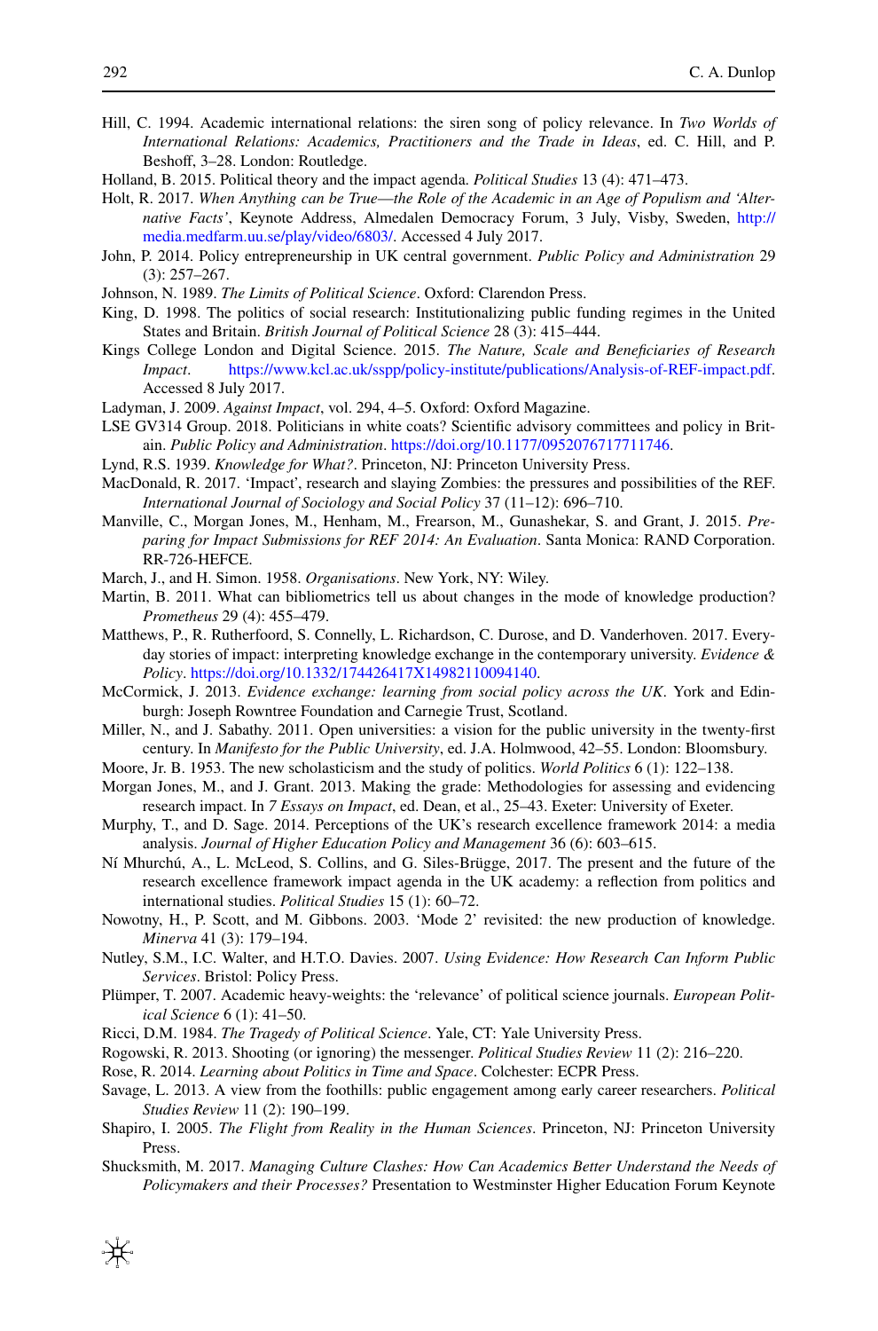Hill, C. 1994. Academic international relations: the siren song of policy relevance. In *Two Worlds of International Relations: Academics, Practitioners and the Trade in Ideas*, ed. C. Hill, and P. Beshoff, 3–28. London: Routledge.

Holland, B. 2015. Political theory and the impact agenda. *Political Studies* 13 (4): 471–473.

Holt, R. 2017. *When Anything can be True—the Role of the Academic in an Age of Populism and 'Alternative Facts'*, Keynote Address, Almedalen Democracy Forum, 3 July, Visby, Sweden, http://media.medfarm.uu.se/play/video/6803/. Accessed 4 July 2017.

John, P. 2014. Policy entrepreneurship in UK central government. *Public Policy and Administration* 29 (3): 257–267.

Johnson, N. 1989. *The Limits of Political Science*. Oxford: Clarendon Press.

King, D. 1998. The politics of social research: Institutionalizing public funding regimes in the United States and Britain. *British Journal of Political Science* 28 (3): 415–444.

Kings College London and Digital Science. 2015. *The Nature, Scale and Beneficiaries of Research Impact*. https://www.kcl.ac.uk/sspp/policy-institute/publications/Analysis-of-REF-impact.pdf. Accessed 8 July 2017.

Ladyman, J. 2009. *Against Impact*, vol. 294, 4–5. Oxford: Oxford Magazine.

LSE GV314 Group. 2018. Politicians in white coats? Scientific advisory committees and policy in Britain. *Public Policy and Administration*. https://doi.org/10.1177/0952076717711746.

Lynd, R.S. 1939. *Knowledge for What?*. Princeton, NJ: Princeton University Press.

MacDonald, R. 2017. 'Impact', research and slaying Zombies: the pressures and possibilities of the REF. *International Journal of Sociology and Social Policy* 37 (11–12): 696–710.

Manville, C., Morgan Jones, M., Henham, M., Frearson, M., Gunashekar, S. and Grant, J. 2015. *Preparing for Impact Submissions for REF 2014: An Evaluation*. Santa Monica: RAND Corporation. RR-726-HEFCE.

March, J., and H. Simon. 1958. *Organisations*. New York, NY: Wiley.

Martin, B. 2011. What can bibliometrics tell us about changes in the mode of knowledge production? *Prometheus* 29 (4): 455–479.

Matthews, P., R. Rutherfoord, S. Connelly, L. Richardson, C. Durose, and D. Vanderhoven. 2017. Everyday stories of impact: interpreting knowledge exchange in the contemporary university. *Evidence & Policy*. https://doi.org/10.1332/174426417X14982110094140.

McCormick, J. 2013. *Evidence exchange: learning from social policy across the UK*. York and Edinburgh: Joseph Rowntree Foundation and Carnegie Trust, Scotland.

Miller, N., and J. Sabathy. 2011. Open universities: a vision for the public university in the twenty-first century. In *Manifesto for the Public University*, ed. J.A. Holmwood, 42–55. London: Bloomsbury.

Moore, Jr. B. 1953. The new scholasticism and the study of politics. *World Politics* 6 (1): 122–138.

Morgan Jones, M., and J. Grant. 2013. Making the grade: Methodologies for assessing and evidencing research impact. In *7 Essays on Impact*, ed. Dean, et al., 25–43. Exeter: University of Exeter.

Murphy, T., and D. Sage. 2014. Perceptions of the UK's research excellence framework 2014: a media analysis. *Journal of Higher Education Policy and Management* 36 (6): 603–615.

Ní Mhurchú, A., L. McLeod, S. Collins, and G. Siles-Brügge, 2017. The present and the future of the research excellence framework impact agenda in the UK academy: a reflection from politics and international studies. *Political Studies* 15 (1): 60–72.

Nowotny, H., P. Scott, and M. Gibbons. 2003. 'Mode 2' revisited: the new production of knowledge. *Minerva* 41 (3): 179–194.

Nutley, S.M., I.C. Walter, and H.T.O. Davies. 2007. *Using Evidence: How Research Can Inform Public Services*. Bristol: Policy Press.

Plümper, T. 2007. Academic heavy-weights: the 'relevance' of political science journals. *European Political Science* 6 (1): 41–50.

Ricci, D.M. 1984. *The Tragedy of Political Science*. Yale, CT: Yale University Press.

Rogowski, R. 2013. Shooting (or ignoring) the messenger. *Political Studies Review* 11 (2): 216–220.

Rose, R. 2014. *Learning about Politics in Time and Space*. Colchester: ECPR Press.

Savage, L. 2013. A view from the foothills: public engagement among early career researchers. *Political Studies Review* 11 (2): 190–199.

Shapiro, I. 2005. *The Flight from Reality in the Human Sciences*. Princeton, NJ: Princeton University Press.

Shucksmith, M. 2017. *Managing Culture Clashes: How Can Academics Better Understand the Needs of Policymakers and their Processes?* Presentation to Westminster Higher Education Forum Keynote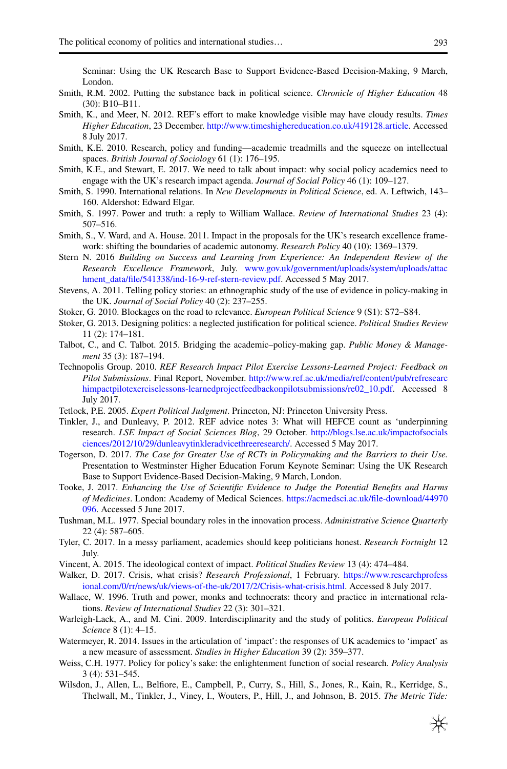Seminar: Using the UK Research Base to Support Evidence-Based Decision-Making, 9 March, London.

Smith, R.M. 2002. Putting the substance back in political science. *Chronicle of Higher Education* 48 (30): B10–B11.

Smith, K., and Meer, N. 2012. REF's effort to make knowledge visible may have cloudy results. *Times Higher Education*, 23 December. http://www.timeshighereducation.co.uk/419128.article. Accessed 8 July 2017.

Smith, K.E. 2010. Research, policy and funding—academic treadmills and the squeeze on intellectual spaces. *British Journal of Sociology* 61 (1): 176–195.

Smith, K.E., and Stewart, E. 2017. We need to talk about impact: why social policy academics need to engage with the UK's research impact agenda. *Journal of Social Policy* 46 (1): 109–127.

Smith, S. 1990. International relations. In *New Developments in Political Science*, ed. A. Leftwich, 143–160. Aldershot: Edward Elgar.

Smith, S. 1997. Power and truth: a reply to William Wallace. *Review of International Studies* 23 (4): 507–516.

Smith, S., V. Ward, and A. House. 2011. Impact in the proposals for the UK's research excellence framework: shifting the boundaries of academic autonomy. *Research Policy* 40 (10): 1369–1379.

Stern N. 2016 *Building on Success and Learning from Experience: An Independent Review of the Research Excellence Framework*, July. www.gov.uk/government/uploads/system/uploads/attachment_data/file/541338/ind-16-9-ref-stern-review.pdf. Accessed 5 May 2017.

Stevens, A. 2011. Telling policy stories: an ethnographic study of the use of evidence in policy-making in the UK. *Journal of Social Policy* 40 (2): 237–255.

Stoker, G. 2010. Blockages on the road to relevance. *European Political Science* 9 (S1): S72–S84.

Stoker, G. 2013. Designing politics: a neglected justification for political science. *Political Studies Review* 11 (2): 174–181.

Talbot, C., and C. Talbot. 2015. Bridging the academic–policy-making gap. *Public Money & Management* 35 (3): 187–194.

Technopolis Group. 2010. *REF Research Impact Pilot Exercise Lessons-Learned Project: Feedback on Pilot Submissions*. Final Report, November. http://www.ref.ac.uk/media/ref/content/pub/refresearchimpactpilotexerciselessons-learnedprojectfeedbackonpilotsubmissions/re02_10.pdf. Accessed 8 July 2017.

Tetlock, P.E. 2005. *Expert Political Judgment*. Princeton, NJ: Princeton University Press.

Tinkler, J., and Dunleavy, P. 2012. REF advice notes 3: What will HEFCE count as 'underpinning research. *LSE Impact of Social Sciences Blog*, 29 October. http://blogs.lse.ac.uk/impactofsocialsciences/2012/10/29/dunleavytinkleradvicethreeresearch/. Accessed 5 May 2017.

Togerson, D. 2017. *The Case for Greater Use of RCTs in Policymaking and the Barriers to their Use.* Presentation to Westminster Higher Education Forum Keynote Seminar: Using the UK Research Base to Support Evidence-Based Decision-Making, 9 March, London.

Tooke, J. 2017. *Enhancing the Use of Scientific Evidence to Judge the Potential Benefits and Harms of Medicines*. London: Academy of Medical Sciences. https://acmedsci.ac.uk/file-download/44970096. Accessed 5 June 2017.

Tushman, M.L. 1977. Special boundary roles in the innovation process. *Administrative Science Quarterly* 22 (4): 587–605.

Tyler, C. 2017. In a messy parliament, academics should keep politicians honest. *Research Fortnight* 12 July.

Vincent, A. 2015. The ideological context of impact. *Political Studies Review* 13 (4): 474–484.

Walker, D. 2017. Crisis, what crisis? *Research Professional*, 1 February. https://www.researchprofessional.com/0/rr/news/uk/views-of-the-uk/2017/2/Crisis-what-crisis.html. Accessed 8 July 2017.

Wallace, W. 1996. Truth and power, monks and technocrats: theory and practice in international relations. *Review of International Studies* 22 (3): 301–321.

Warleigh-Lack, A., and M. Cini. 2009. Interdisciplinarity and the study of politics. *European Political Science* 8 (1): 4–15.

Watermeyer, R. 2014. Issues in the articulation of 'impact': the responses of UK academics to 'impact' as a new measure of assessment. *Studies in Higher Education* 39 (2): 359–377.

Weiss, C.H. 1977. Policy for policy's sake: the enlightenment function of social research. *Policy Analysis* 3 (4): 531–545.

Wilsdon, J., Allen, L., Belfiore, E., Campbell, P., Curry, S., Hill, S., Jones, R., Kain, R., Kerridge, S., Thelwall, M., Tinkler, J., Viney, I., Wouters, P., Hill, J., and Johnson, B. 2015. *The Metric Tide:*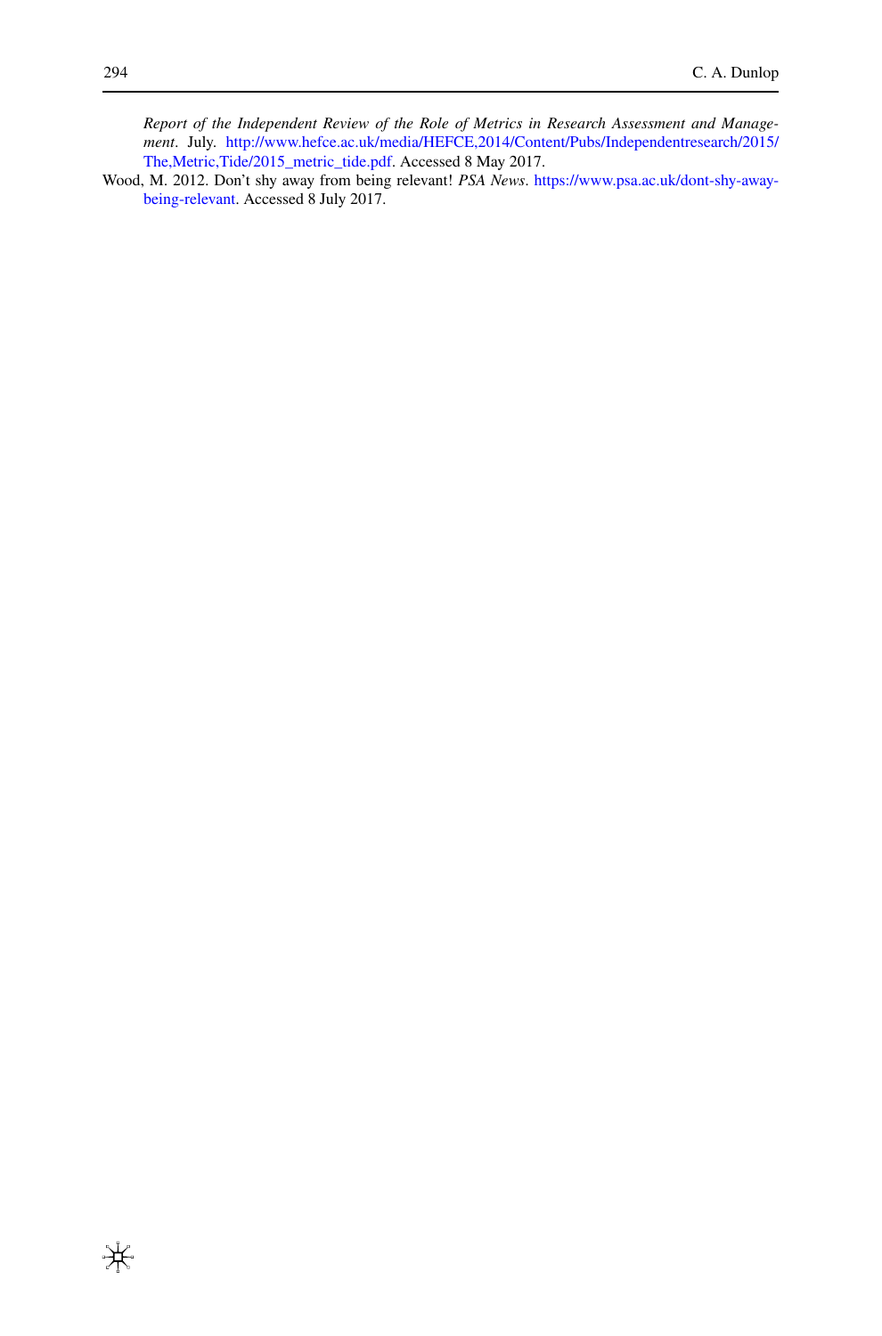*Report of the Independent Review of the Role of Metrics in Research Assessment and Management*. July. http://www.hefce.ac.uk/media/HEFCE,2014/Content/Pubs/Independentresearch/2015/The,Metric,Tide/2015_metric_tide.pdf. Accessed 8 May 2017.

Wood, M. 2012. Don't shy away from being relevant! *PSA News*. https://www.psa.ac.uk/dont-shy-away-being-relevant. Accessed 8 July 2017.